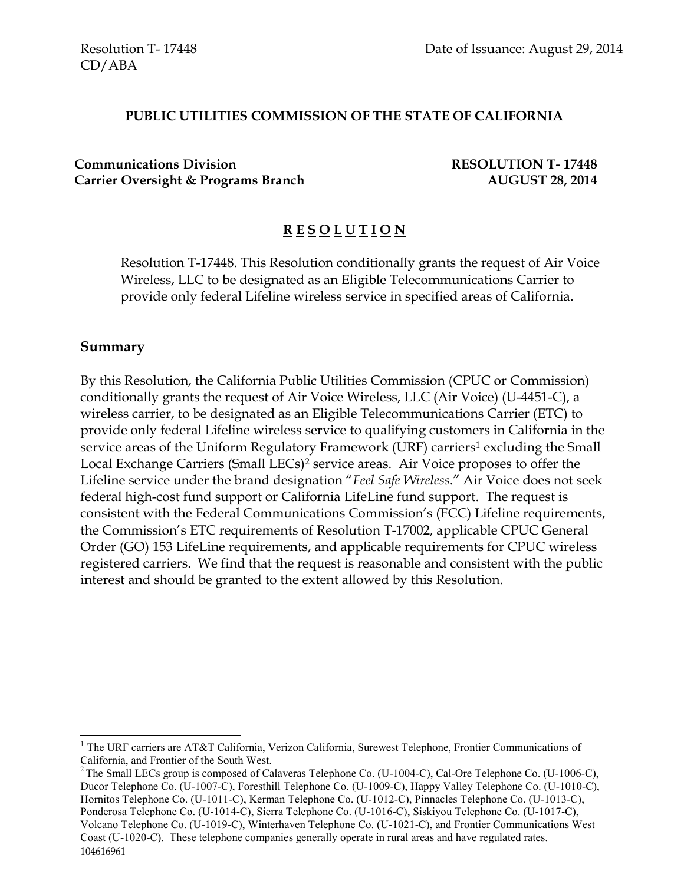Resolution T- 17448
CD/ABA

Date of Issuance: August 29, 2014

**PUBLIC UTILITIES COMMISSION OF THE STATE OF CALIFORNIA**

**Communications Division**
**Carrier Oversight & Programs Branch**

**RESOLUTION T- 17448**
**AUGUST 28, 2014**

# R E S O L U T I O N

Resolution T-17448. This Resolution conditionally grants the request of Air Voice Wireless, LLC to be designated as an Eligible Telecommunications Carrier to provide only federal Lifeline wireless service in specified areas of California.

## Summary

By this Resolution, the California Public Utilities Commission (CPUC or Commission) conditionally grants the request of Air Voice Wireless, LLC (Air Voice) (U-4451-C), a wireless carrier, to be designated as an Eligible Telecommunications Carrier (ETC) to provide only federal Lifeline wireless service to qualifying customers in California in the service areas of the Uniform Regulatory Framework (URF) carriers[1] excluding the Small Local Exchange Carriers (Small LECs)[2] service areas. Air Voice proposes to offer the Lifeline service under the brand designation "*Feel Safe Wireless*." Air Voice does not seek federal high-cost fund support or California LifeLine fund support. The request is consistent with the Federal Communications Commission's (FCC) Lifeline requirements, the Commission's ETC requirements of Resolution T-17002, applicable CPUC General Order (GO) 153 LifeLine requirements, and applicable requirements for CPUC wireless registered carriers. We find that the request is reasonable and consistent with the public interest and should be granted to the extent allowed by this Resolution.

---

[1] The URF carriers are AT&T California, Verizon California, Surewest Telephone, Frontier Communications of California, and Frontier of the South West.

[2] The Small LECs group is composed of Calaveras Telephone Co. (U-1004-C), Cal-Ore Telephone Co. (U-1006-C), Ducor Telephone Co. (U-1007-C), Foresthill Telephone Co. (U-1009-C), Happy Valley Telephone Co. (U-1010-C), Hornitos Telephone Co. (U-1011-C), Kerman Telephone Co. (U-1012-C), Pinnacles Telephone Co. (U-1013-C), Ponderosa Telephone Co. (U-1014-C), Sierra Telephone Co. (U-1016-C), Siskiyou Telephone Co. (U-1017-C), Volcano Telephone Co. (U-1019-C), Winterhaven Telephone Co. (U-1021-C), and Frontier Communications West Coast (U-1020-C). These telephone companies generally operate in rural areas and have regulated rates.

104616961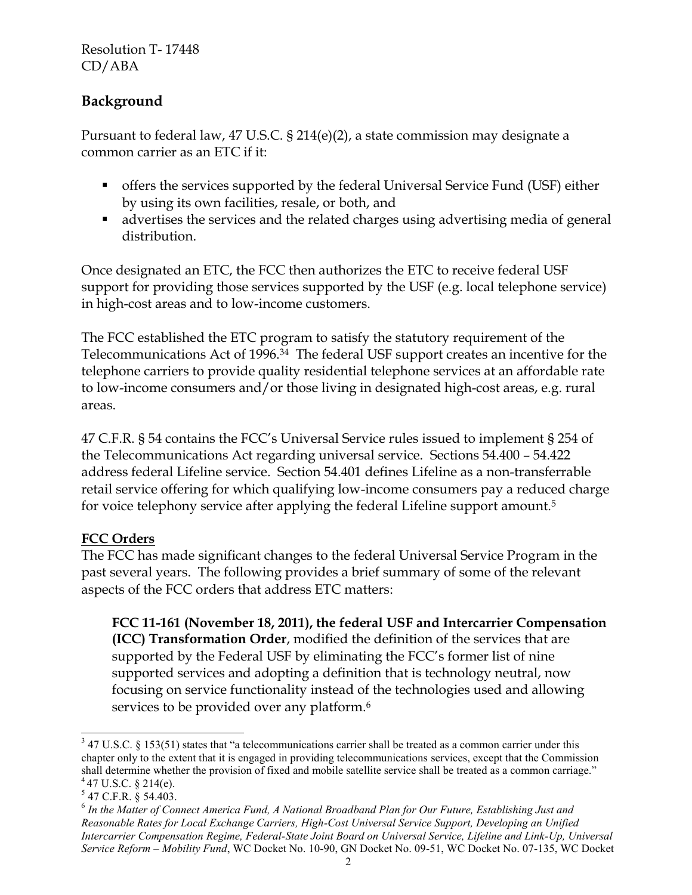## Background

Pursuant to federal law, 47 U.S.C. § 214(e)(2), a state commission may designate a common carrier as an ETC if it:

- offers the services supported by the federal Universal Service Fund (USF) either by using its own facilities, resale, or both, and
- advertises the services and the related charges using advertising media of general distribution.

Once designated an ETC, the FCC then authorizes the ETC to receive federal USF support for providing those services supported by the USF (e.g. local telephone service) in high-cost areas and to low-income customers.

The FCC established the ETC program to satisfy the statutory requirement of the Telecommunications Act of 1996.[3][4] The federal USF support creates an incentive for the telephone carriers to provide quality residential telephone services at an affordable rate to low-income consumers and/or those living in designated high-cost areas, e.g. rural areas.

47 C.F.R. § 54 contains the FCC's Universal Service rules issued to implement § 254 of the Telecommunications Act regarding universal service. Sections 54.400 – 54.422 address federal Lifeline service. Section 54.401 defines Lifeline as a non-transferrable retail service offering for which qualifying low-income consumers pay a reduced charge for voice telephony service after applying the federal Lifeline support amount.[5]

### FCC Orders

The FCC has made significant changes to the federal Universal Service Program in the past several years. The following provides a brief summary of some of the relevant aspects of the FCC orders that address ETC matters:

> **FCC 11-161 (November 18, 2011), the federal USF and Intercarrier Compensation (ICC) Transformation Order**, modified the definition of the services that are supported by the Federal USF by eliminating the FCC's former list of nine supported services and adopting a definition that is technology neutral, now focusing on service functionality instead of the technologies used and allowing services to be provided over any platform.[6]

---

[3] 47 U.S.C. § 153(51) states that "a telecommunications carrier shall be treated as a common carrier under this chapter only to the extent that it is engaged in providing telecommunications services, except that the Commission shall determine whether the provision of fixed and mobile satellite service shall be treated as a common carriage."

[4] 47 U.S.C. § 214(e).

[5] 47 C.F.R. § 54.403.

[6] *In the Matter of Connect America Fund, A National Broadband Plan for Our Future, Establishing Just and Reasonable Rates for Local Exchange Carriers, High-Cost Universal Service Support, Developing an Unified Intercarrier Compensation Regime, Federal-State Joint Board on Universal Service, Lifeline and Link-Up, Universal Service Reform – Mobility Fund*, WC Docket No. 10-90, GN Docket No. 09-51, WC Docket No. 07-135, WC Docket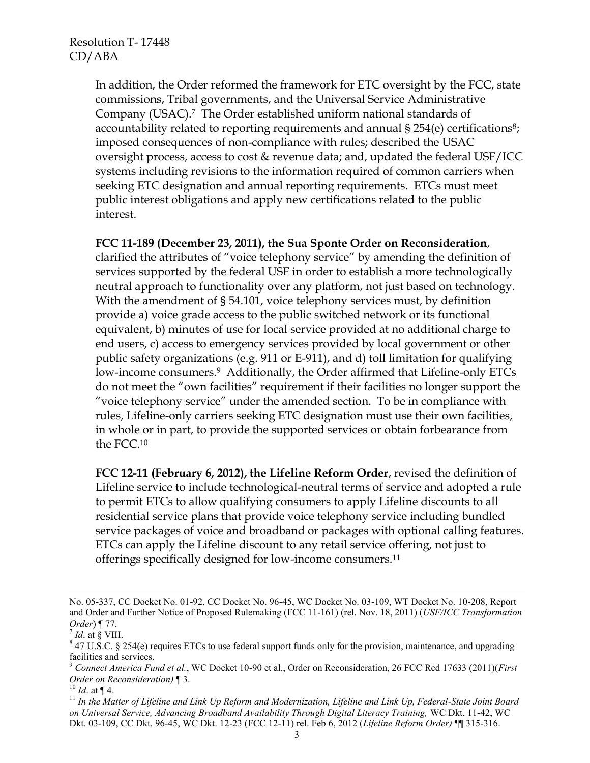In addition, the Order reformed the framework for ETC oversight by the FCC, state commissions, Tribal governments, and the Universal Service Administrative Company (USAC).[7] The Order established uniform national standards of accountability related to reporting requirements and annual § 254(e) certifications[8]; imposed consequences of non-compliance with rules; described the USAC oversight process, access to cost & revenue data; and, updated the federal USF/ICC systems including revisions to the information required of common carriers when seeking ETC designation and annual reporting requirements. ETCs must meet public interest obligations and apply new certifications related to the public interest.

**FCC 11-189 (December 23, 2011), the Sua Sponte Order on Reconsideration**, clarified the attributes of "voice telephony service" by amending the definition of services supported by the federal USF in order to establish a more technologically neutral approach to functionality over any platform, not just based on technology. With the amendment of § 54.101, voice telephony services must, by definition provide a) voice grade access to the public switched network or its functional equivalent, b) minutes of use for local service provided at no additional charge to end users, c) access to emergency services provided by local government or other public safety organizations (e.g. 911 or E-911), and d) toll limitation for qualifying low-income consumers.[9] Additionally, the Order affirmed that Lifeline-only ETCs do not meet the "own facilities" requirement if their facilities no longer support the "voice telephony service" under the amended section. To be in compliance with rules, Lifeline-only carriers seeking ETC designation must use their own facilities, in whole or in part, to provide the supported services or obtain forbearance from the FCC.[10]

**FCC 12-11 (February 6, 2012), the Lifeline Reform Order**, revised the definition of Lifeline service to include technological-neutral terms of service and adopted a rule to permit ETCs to allow qualifying consumers to apply Lifeline discounts to all residential service plans that provide voice telephony service including bundled service packages of voice and broadband or packages with optional calling features. ETCs can apply the Lifeline discount to any retail service offering, not just to offerings specifically designed for low-income consumers.[11]

---

No. 05-337, CC Docket No. 01-92, CC Docket No. 96-45, WC Docket No. 03-109, WT Docket No. 10-208, Report and Order and Further Notice of Proposed Rulemaking (FCC 11-161) (rel. Nov. 18, 2011) (*USF/ICC Transformation Order*) ¶ 77.

[7] *Id*. at § VIII.

[8] 47 U.S.C. § 254(e) requires ETCs to use federal support funds only for the provision, maintenance, and upgrading facilities and services.

[9] *Connect America Fund et al.*, WC Docket 10-90 et al., Order on Reconsideration, 26 FCC Rcd 17633 (2011)(*First Order on Reconsideration)* ¶ 3.

[10] *Id*. at ¶ 4.

[11] *In the Matter of Lifeline and Link Up Reform and Modernization, Lifeline and Link Up, Federal-State Joint Board on Universal Service, Advancing Broadband Availability Through Digital Literacy Training,* WC Dkt. 11-42, WC Dkt. 03-109, CC Dkt. 96-45, WC Dkt. 12-23 (FCC 12-11) rel. Feb 6, 2012 (*Lifeline Reform Order)* ¶¶ 315-316.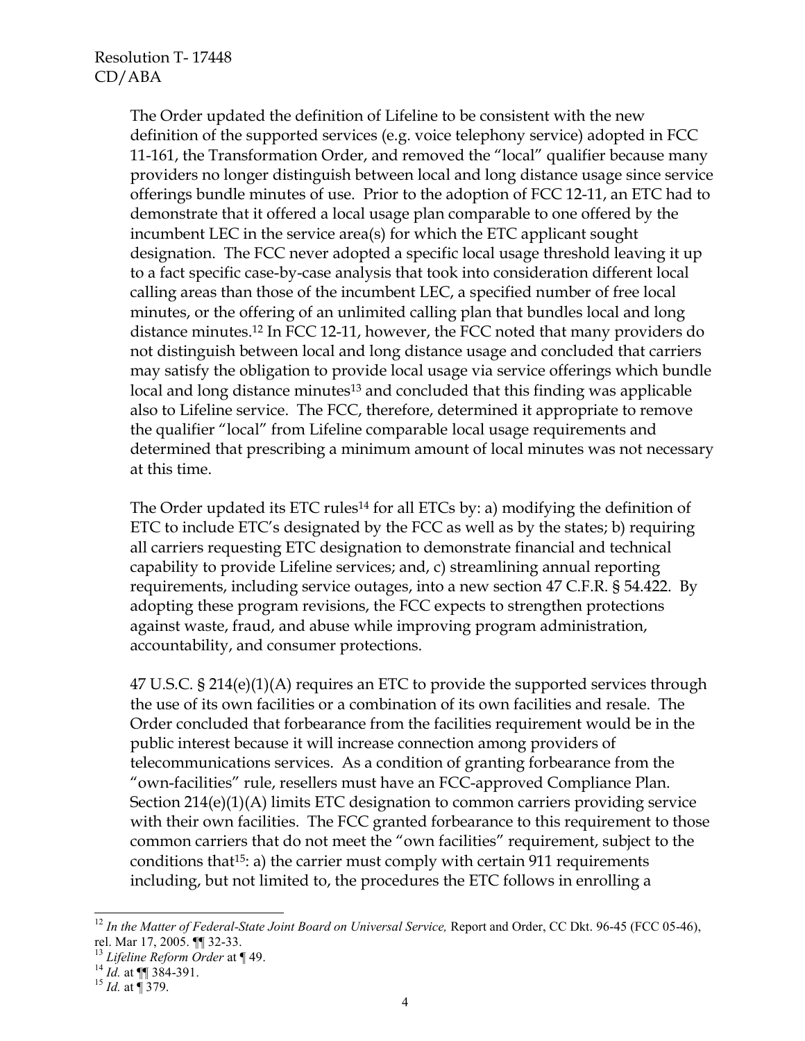The Order updated the definition of Lifeline to be consistent with the new definition of the supported services (e.g. voice telephony service) adopted in FCC 11-161, the Transformation Order, and removed the "local" qualifier because many providers no longer distinguish between local and long distance usage since service offerings bundle minutes of use. Prior to the adoption of FCC 12-11, an ETC had to demonstrate that it offered a local usage plan comparable to one offered by the incumbent LEC in the service area(s) for which the ETC applicant sought designation. The FCC never adopted a specific local usage threshold leaving it up to a fact specific case-by-case analysis that took into consideration different local calling areas than those of the incumbent LEC, a specified number of free local minutes, or the offering of an unlimited calling plan that bundles local and long distance minutes.[12] In FCC 12-11, however, the FCC noted that many providers do not distinguish between local and long distance usage and concluded that carriers may satisfy the obligation to provide local usage via service offerings which bundle local and long distance minutes[13] and concluded that this finding was applicable also to Lifeline service. The FCC, therefore, determined it appropriate to remove the qualifier "local" from Lifeline comparable local usage requirements and determined that prescribing a minimum amount of local minutes was not necessary at this time.

The Order updated its ETC rules[14] for all ETCs by: a) modifying the definition of ETC to include ETC's designated by the FCC as well as by the states; b) requiring all carriers requesting ETC designation to demonstrate financial and technical capability to provide Lifeline services; and, c) streamlining annual reporting requirements, including service outages, into a new section 47 C.F.R. § 54.422. By adopting these program revisions, the FCC expects to strengthen protections against waste, fraud, and abuse while improving program administration, accountability, and consumer protections.

47 U.S.C. § 214(e)(1)(A) requires an ETC to provide the supported services through the use of its own facilities or a combination of its own facilities and resale. The Order concluded that forbearance from the facilities requirement would be in the public interest because it will increase connection among providers of telecommunications services. As a condition of granting forbearance from the "own-facilities" rule, resellers must have an FCC-approved Compliance Plan. Section 214(e)(1)(A) limits ETC designation to common carriers providing service with their own facilities. The FCC granted forbearance to this requirement to those common carriers that do not meet the "own facilities" requirement, subject to the conditions that[15]: a) the carrier must comply with certain 911 requirements including, but not limited to, the procedures the ETC follows in enrolling a

---

[12] *In the Matter of Federal-State Joint Board on Universal Service,* Report and Order, CC Dkt. 96-45 (FCC 05-46), rel. Mar 17, 2005. ¶¶ 32-33.

[13] *Lifeline Reform Order* at ¶ 49.

[14] *Id.* at ¶¶ 384-391.

[15] *Id.* at ¶ 379.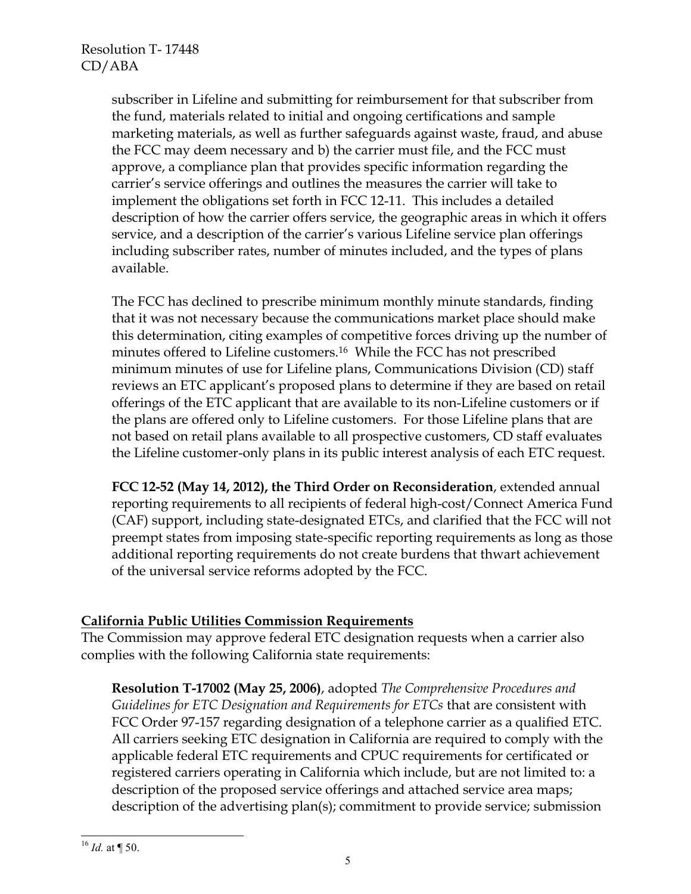subscriber in Lifeline and submitting for reimbursement for that subscriber from the fund, materials related to initial and ongoing certifications and sample marketing materials, as well as further safeguards against waste, fraud, and abuse the FCC may deem necessary and b) the carrier must file, and the FCC must approve, a compliance plan that provides specific information regarding the carrier's service offerings and outlines the measures the carrier will take to implement the obligations set forth in FCC 12-11. This includes a detailed description of how the carrier offers service, the geographic areas in which it offers service, and a description of the carrier's various Lifeline service plan offerings including subscriber rates, number of minutes included, and the types of plans available.

The FCC has declined to prescribe minimum monthly minute standards, finding that it was not necessary because the communications market place should make this determination, citing examples of competitive forces driving up the number of minutes offered to Lifeline customers.[16] While the FCC has not prescribed minimum minutes of use for Lifeline plans, Communications Division (CD) staff reviews an ETC applicant's proposed plans to determine if they are based on retail offerings of the ETC applicant that are available to its non-Lifeline customers or if the plans are offered only to Lifeline customers. For those Lifeline plans that are not based on retail plans available to all prospective customers, CD staff evaluates the Lifeline customer-only plans in its public interest analysis of each ETC request.

**FCC 12-52 (May 14, 2012), the Third Order on Reconsideration**, extended annual reporting requirements to all recipients of federal high-cost/Connect America Fund (CAF) support, including state-designated ETCs, and clarified that the FCC will not preempt states from imposing state-specific reporting requirements as long as those additional reporting requirements do not create burdens that thwart achievement of the universal service reforms adopted by the FCC.

## California Public Utilities Commission Requirements

The Commission may approve federal ETC designation requests when a carrier also complies with the following California state requirements:

**Resolution T-17002 (May 25, 2006)**, adopted *The Comprehensive Procedures and Guidelines for ETC Designation and Requirements for ETCs* that are consistent with FCC Order 97-157 regarding designation of a telephone carrier as a qualified ETC. All carriers seeking ETC designation in California are required to comply with the applicable federal ETC requirements and CPUC requirements for certificated or registered carriers operating in California which include, but are not limited to: a description of the proposed service offerings and attached service area maps; description of the advertising plan(s); commitment to provide service; submission

[16] *Id.* at ¶ 50.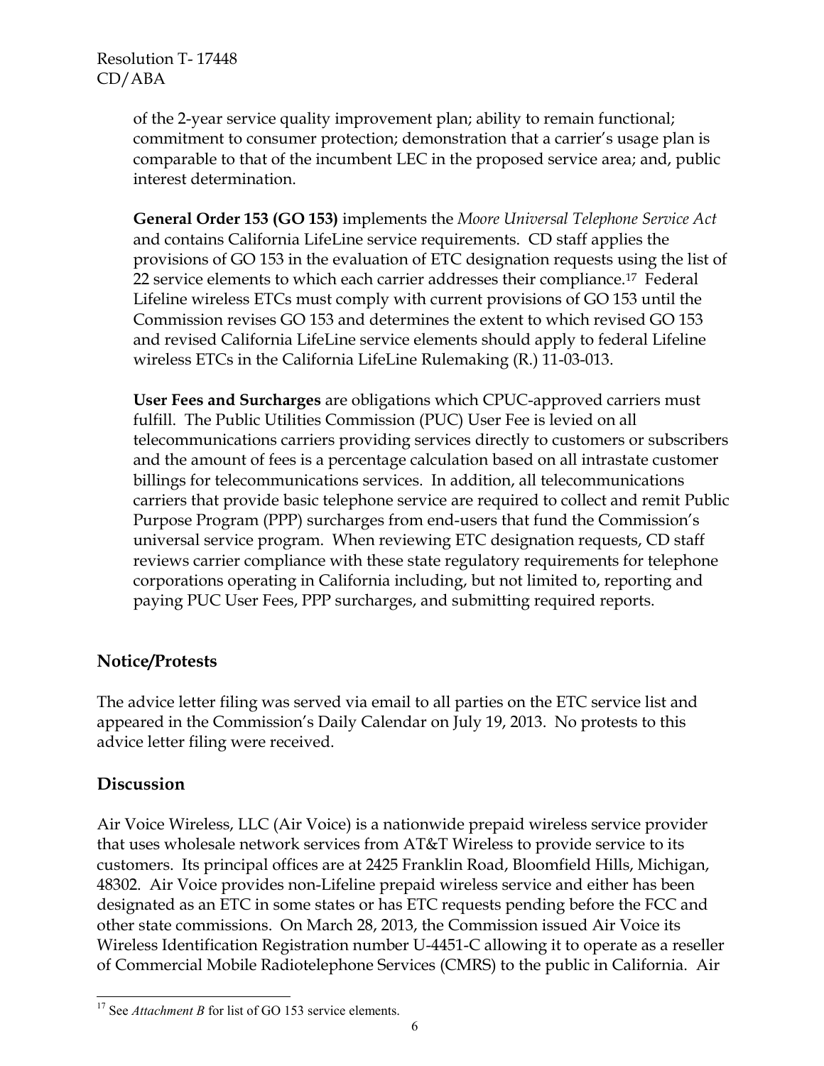of the 2-year service quality improvement plan; ability to remain functional; commitment to consumer protection; demonstration that a carrier's usage plan is comparable to that of the incumbent LEC in the proposed service area; and, public interest determination.

**General Order 153 (GO 153)** implements the *Moore Universal Telephone Service Act* and contains California LifeLine service requirements. CD staff applies the provisions of GO 153 in the evaluation of ETC designation requests using the list of 22 service elements to which each carrier addresses their compliance.[17] Federal Lifeline wireless ETCs must comply with current provisions of GO 153 until the Commission revises GO 153 and determines the extent to which revised GO 153 and revised California LifeLine service elements should apply to federal Lifeline wireless ETCs in the California LifeLine Rulemaking (R.) 11-03-013.

**User Fees and Surcharges** are obligations which CPUC-approved carriers must fulfill. The Public Utilities Commission (PUC) User Fee is levied on all telecommunications carriers providing services directly to customers or subscribers and the amount of fees is a percentage calculation based on all intrastate customer billings for telecommunications services. In addition, all telecommunications carriers that provide basic telephone service are required to collect and remit Public Purpose Program (PPP) surcharges from end-users that fund the Commission's universal service program. When reviewing ETC designation requests, CD staff reviews carrier compliance with these state regulatory requirements for telephone corporations operating in California including, but not limited to, reporting and paying PUC User Fees, PPP surcharges, and submitting required reports.

## Notice/Protests

The advice letter filing was served via email to all parties on the ETC service list and appeared in the Commission's Daily Calendar on July 19, 2013. No protests to this advice letter filing were received.

## Discussion

Air Voice Wireless, LLC (Air Voice) is a nationwide prepaid wireless service provider that uses wholesale network services from AT&T Wireless to provide service to its customers. Its principal offices are at 2425 Franklin Road, Bloomfield Hills, Michigan, 48302. Air Voice provides non-Lifeline prepaid wireless service and either has been designated as an ETC in some states or has ETC requests pending before the FCC and other state commissions. On March 28, 2013, the Commission issued Air Voice its Wireless Identification Registration number U-4451-C allowing it to operate as a reseller of Commercial Mobile Radiotelephone Services (CMRS) to the public in California. Air

[17] See *Attachment B* for list of GO 153 service elements.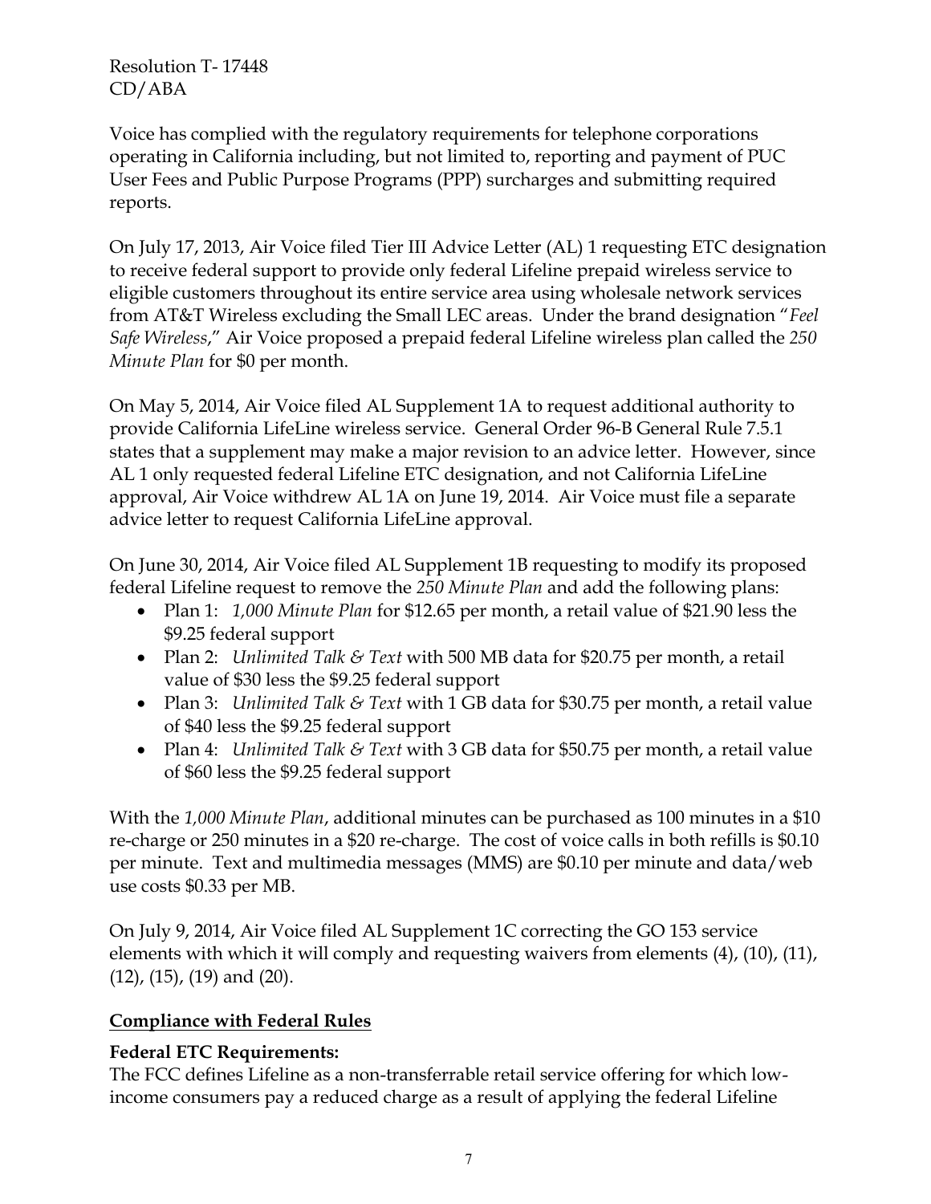Voice has complied with the regulatory requirements for telephone corporations operating in California including, but not limited to, reporting and payment of PUC User Fees and Public Purpose Programs (PPP) surcharges and submitting required reports.

On July 17, 2013, Air Voice filed Tier III Advice Letter (AL) 1 requesting ETC designation to receive federal support to provide only federal Lifeline prepaid wireless service to eligible customers throughout its entire service area using wholesale network services from AT&T Wireless excluding the Small LEC areas. Under the brand designation "*Feel Safe Wireless*," Air Voice proposed a prepaid federal Lifeline wireless plan called the *250 Minute Plan* for $0 per month.

On May 5, 2014, Air Voice filed AL Supplement 1A to request additional authority to provide California LifeLine wireless service. General Order 96-B General Rule 7.5.1 states that a supplement may make a major revision to an advice letter. However, since AL 1 only requested federal Lifeline ETC designation, and not California LifeLine approval, Air Voice withdrew AL 1A on June 19, 2014. Air Voice must file a separate advice letter to request California LifeLine approval.

On June 30, 2014, Air Voice filed AL Supplement 1B requesting to modify its proposed federal Lifeline request to remove the *250 Minute Plan* and add the following plans:

- Plan 1: *1,000 Minute Plan* for $12.65 per month, a retail value of $21.90 less the $9.25 federal support
- Plan 2: *Unlimited Talk & Text* with 500 MB data for $20.75 per month, a retail value of $30 less the $9.25 federal support
- Plan 3: *Unlimited Talk & Text* with 1 GB data for $30.75 per month, a retail value of $40 less the $9.25 federal support
- Plan 4: *Unlimited Talk & Text* with 3 GB data for $50.75 per month, a retail value of $60 less the $9.25 federal support

With the *1,000 Minute Plan*, additional minutes can be purchased as 100 minutes in a $10 re-charge or 250 minutes in a $20 re-charge. The cost of voice calls in both refills is $0.10 per minute. Text and multimedia messages (MMS) are $0.10 per minute and data/web use costs $0.33 per MB.

On July 9, 2014, Air Voice filed AL Supplement 1C correcting the GO 153 service elements with which it will comply and requesting waivers from elements (4), (10), (11), (12), (15), (19) and (20).

## Compliance with Federal Rules

### Federal ETC Requirements:

The FCC defines Lifeline as a non-transferrable retail service offering for which low-income consumers pay a reduced charge as a result of applying the federal Lifeline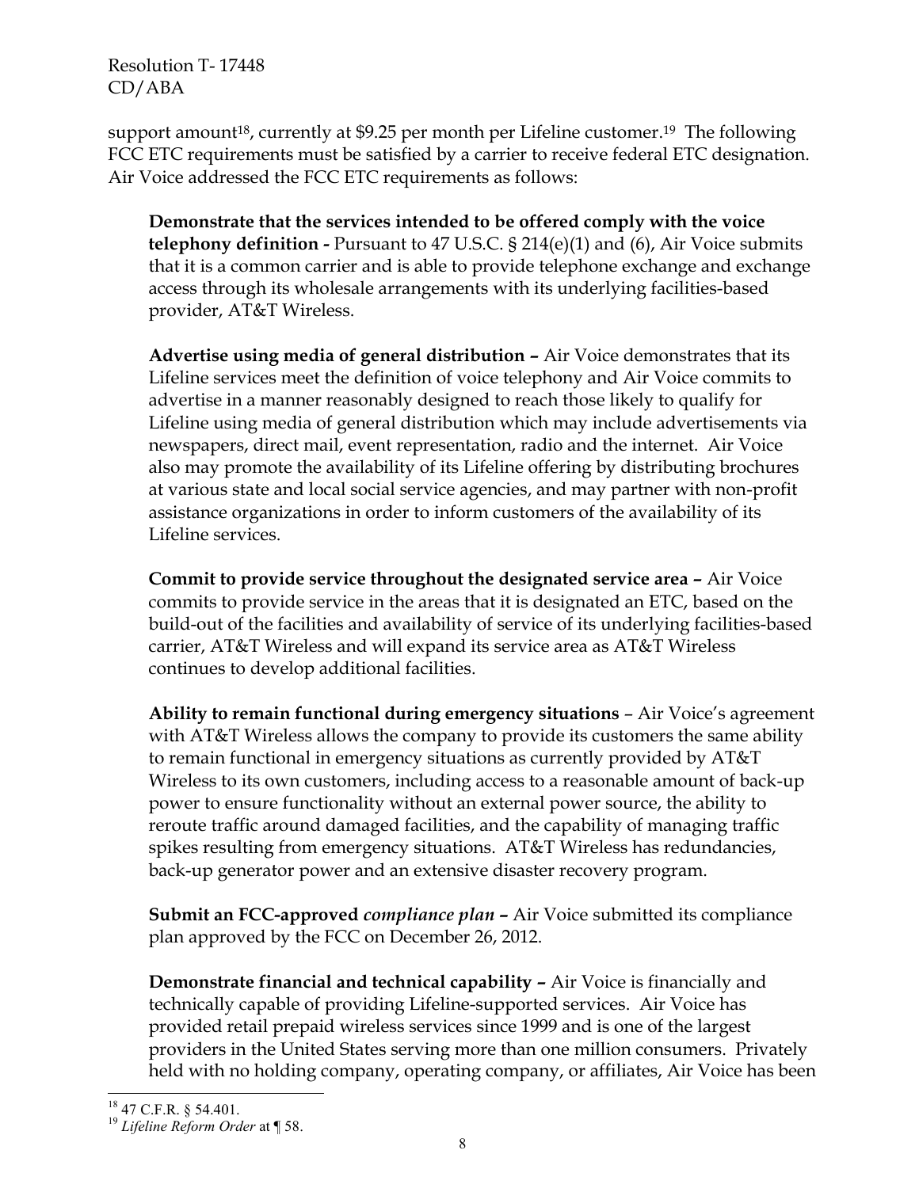support amount[18], currently at $9.25 per month per Lifeline customer.[19] The following FCC ETC requirements must be satisfied by a carrier to receive federal ETC designation. Air Voice addressed the FCC ETC requirements as follows:

**Demonstrate that the services intended to be offered comply with the voice telephony definition -** Pursuant to 47 U.S.C. § 214(e)(1) and (6), Air Voice submits that it is a common carrier and is able to provide telephone exchange and exchange access through its wholesale arrangements with its underlying facilities-based provider, AT&T Wireless.

**Advertise using media of general distribution –** Air Voice demonstrates that its Lifeline services meet the definition of voice telephony and Air Voice commits to advertise in a manner reasonably designed to reach those likely to qualify for Lifeline using media of general distribution which may include advertisements via newspapers, direct mail, event representation, radio and the internet. Air Voice also may promote the availability of its Lifeline offering by distributing brochures at various state and local social service agencies, and may partner with non-profit assistance organizations in order to inform customers of the availability of its Lifeline services.

**Commit to provide service throughout the designated service area –** Air Voice commits to provide service in the areas that it is designated an ETC, based on the build-out of the facilities and availability of service of its underlying facilities-based carrier, AT&T Wireless and will expand its service area as AT&T Wireless continues to develop additional facilities.

**Ability to remain functional during emergency situations** – Air Voice's agreement with AT&T Wireless allows the company to provide its customers the same ability to remain functional in emergency situations as currently provided by AT&T Wireless to its own customers, including access to a reasonable amount of back-up power to ensure functionality without an external power source, the ability to reroute traffic around damaged facilities, and the capability of managing traffic spikes resulting from emergency situations. AT&T Wireless has redundancies, back-up generator power and an extensive disaster recovery program.

**Submit an FCC-approved *compliance plan* –** Air Voice submitted its compliance plan approved by the FCC on December 26, 2012.

**Demonstrate financial and technical capability –** Air Voice is financially and technically capable of providing Lifeline-supported services. Air Voice has provided retail prepaid wireless services since 1999 and is one of the largest providers in the United States serving more than one million consumers. Privately held with no holding company, operating company, or affiliates, Air Voice has been

---

[18] 47 C.F.R. § 54.401.

[19] *Lifeline Reform Order* at ¶ 58.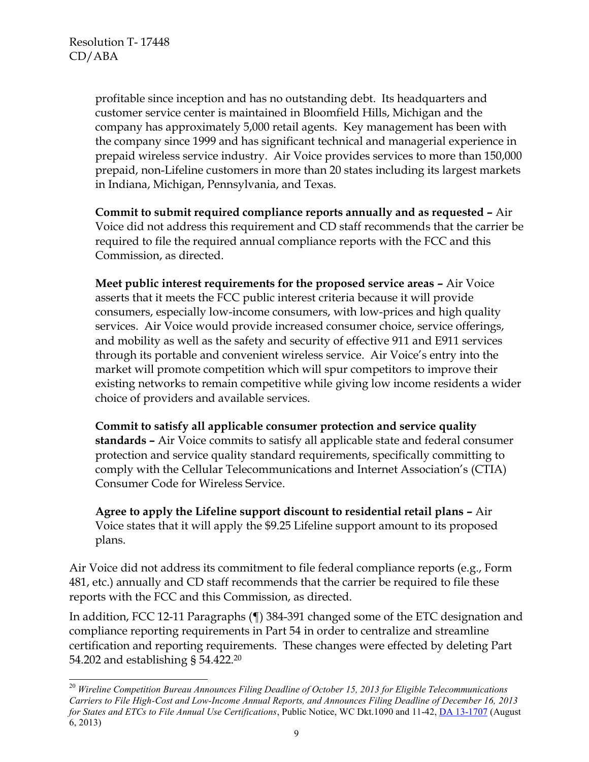profitable since inception and has no outstanding debt. Its headquarters and customer service center is maintained in Bloomfield Hills, Michigan and the company has approximately 5,000 retail agents. Key management has been with the company since 1999 and has significant technical and managerial experience in prepaid wireless service industry. Air Voice provides services to more than 150,000 prepaid, non-Lifeline customers in more than 20 states including its largest markets in Indiana, Michigan, Pennsylvania, and Texas.

**Commit to submit required compliance reports annually and as requested –** Air Voice did not address this requirement and CD staff recommends that the carrier be required to file the required annual compliance reports with the FCC and this Commission, as directed.

**Meet public interest requirements for the proposed service areas –** Air Voice asserts that it meets the FCC public interest criteria because it will provide consumers, especially low-income consumers, with low-prices and high quality services. Air Voice would provide increased consumer choice, service offerings, and mobility as well as the safety and security of effective 911 and E911 services through its portable and convenient wireless service. Air Voice's entry into the market will promote competition which will spur competitors to improve their existing networks to remain competitive while giving low income residents a wider choice of providers and available services.

**Commit to satisfy all applicable consumer protection and service quality standards –** Air Voice commits to satisfy all applicable state and federal consumer protection and service quality standard requirements, specifically committing to comply with the Cellular Telecommunications and Internet Association's (CTIA) Consumer Code for Wireless Service.

**Agree to apply the Lifeline support discount to residential retail plans –** Air Voice states that it will apply the $9.25 Lifeline support amount to its proposed plans.

Air Voice did not address its commitment to file federal compliance reports (e.g., Form 481, etc.) annually and CD staff recommends that the carrier be required to file these reports with the FCC and this Commission, as directed.

In addition, FCC 12-11 Paragraphs (¶) 384-391 changed some of the ETC designation and compliance reporting requirements in Part 54 in order to centralize and streamline certification and reporting requirements. These changes were effected by deleting Part 54.202 and establishing § 54.422.[20]

---

[20] *Wireline Competition Bureau Announces Filing Deadline of October 15, 2013 for Eligible Telecommunications Carriers to File High-Cost and Low-Income Annual Reports, and Announces Filing Deadline of December 16, 2013 for States and ETCs to File Annual Use Certifications*, Public Notice, WC Dkt.1090 and 11-42, DA 13-1707 (August 6, 2013)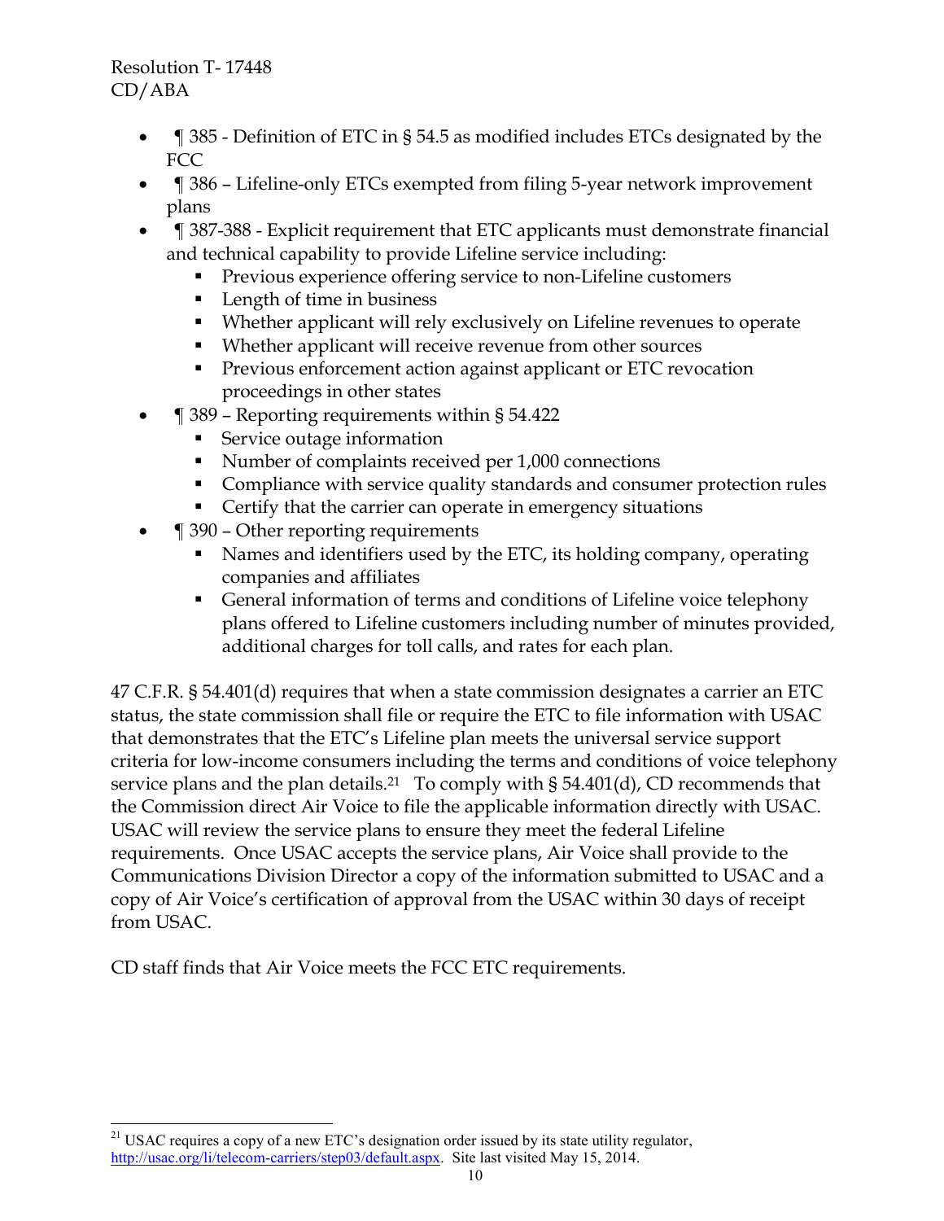- ¶ 385 - Definition of ETC in § 54.5 as modified includes ETCs designated by the FCC
- ¶ 386 – Lifeline-only ETCs exempted from filing 5-year network improvement plans
- ¶ 387-388 - Explicit requirement that ETC applicants must demonstrate financial and technical capability to provide Lifeline service including:
  - Previous experience offering service to non-Lifeline customers
  - Length of time in business
  - Whether applicant will rely exclusively on Lifeline revenues to operate
  - Whether applicant will receive revenue from other sources
  - Previous enforcement action against applicant or ETC revocation proceedings in other states
- ¶ 389 – Reporting requirements within § 54.422
  - Service outage information
  - Number of complaints received per 1,000 connections
  - Compliance with service quality standards and consumer protection rules
  - Certify that the carrier can operate in emergency situations
- ¶ 390 – Other reporting requirements
  - Names and identifiers used by the ETC, its holding company, operating companies and affiliates
  - General information of terms and conditions of Lifeline voice telephony plans offered to Lifeline customers including number of minutes provided, additional charges for toll calls, and rates for each plan.

47 C.F.R. § 54.401(d) requires that when a state commission designates a carrier an ETC status, the state commission shall file or require the ETC to file information with USAC that demonstrates that the ETC's Lifeline plan meets the universal service support criteria for low-income consumers including the terms and conditions of voice telephony service plans and the plan details.[21] To comply with § 54.401(d), CD recommends that the Commission direct Air Voice to file the applicable information directly with USAC. USAC will review the service plans to ensure they meet the federal Lifeline requirements. Once USAC accepts the service plans, Air Voice shall provide to the Communications Division Director a copy of the information submitted to USAC and a copy of Air Voice's certification of approval from the USAC within 30 days of receipt from USAC.

CD staff finds that Air Voice meets the FCC ETC requirements.

---

[21] USAC requires a copy of a new ETC's designation order issued by its state utility regulator, http://usac.org/li/telecom-carriers/step03/default.aspx. Site last visited May 15, 2014.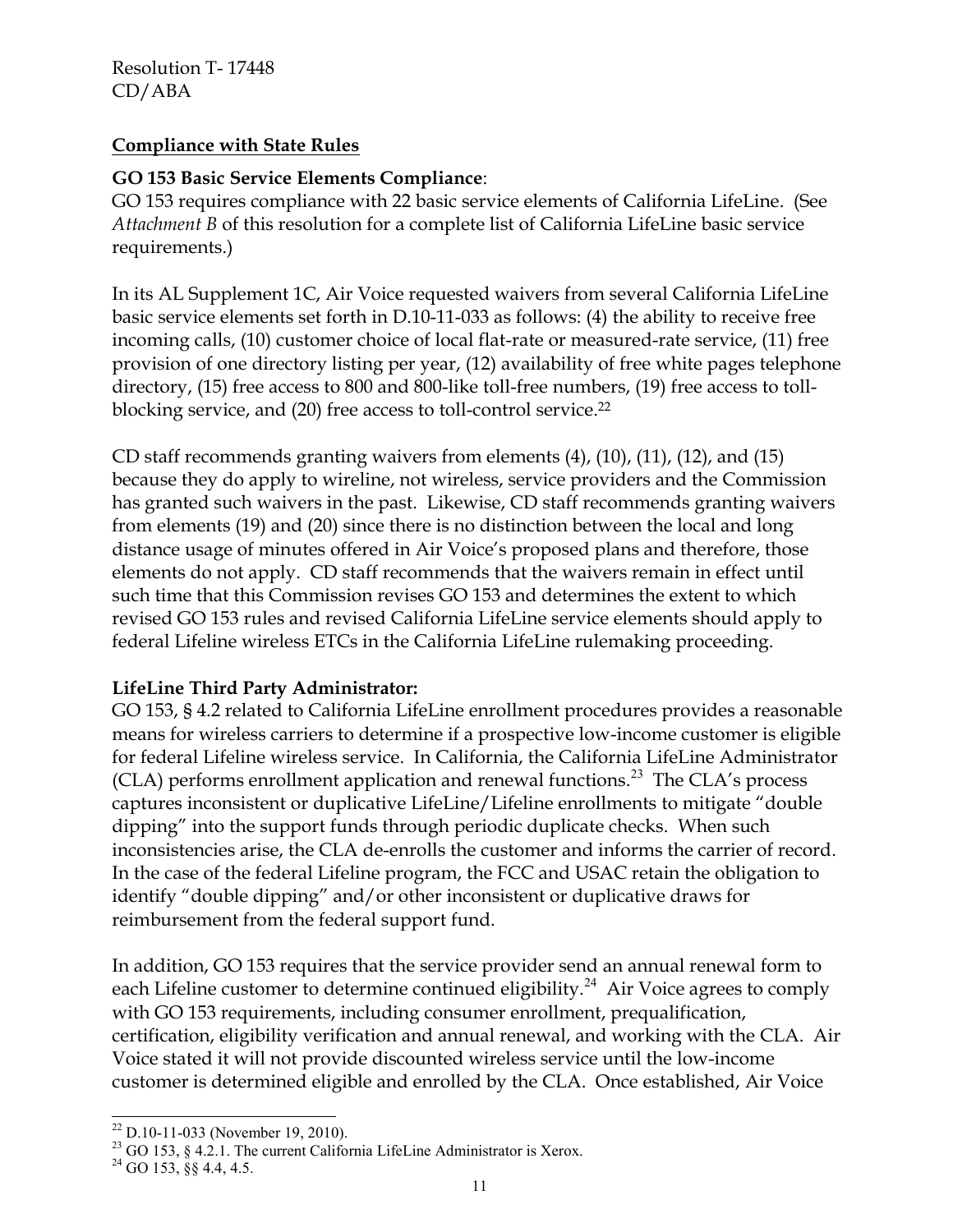## Compliance with State Rules

**GO 153 Basic Service Elements Compliance**:
GO 153 requires compliance with 22 basic service elements of California LifeLine. (See *Attachment B* of this resolution for a complete list of California LifeLine basic service requirements.)

In its AL Supplement 1C, Air Voice requested waivers from several California LifeLine basic service elements set forth in D.10-11-033 as follows: (4) the ability to receive free incoming calls, (10) customer choice of local flat-rate or measured-rate service, (11) free provision of one directory listing per year, (12) availability of free white pages telephone directory, (15) free access to 800 and 800-like toll-free numbers, (19) free access to toll-blocking service, and (20) free access to toll-control service.[22]

CD staff recommends granting waivers from elements (4), (10), (11), (12), and (15) because they do apply to wireline, not wireless, service providers and the Commission has granted such waivers in the past. Likewise, CD staff recommends granting waivers from elements (19) and (20) since there is no distinction between the local and long distance usage of minutes offered in Air Voice's proposed plans and therefore, those elements do not apply. CD staff recommends that the waivers remain in effect until such time that this Commission revises GO 153 and determines the extent to which revised GO 153 rules and revised California LifeLine service elements should apply to federal Lifeline wireless ETCs in the California LifeLine rulemaking proceeding.

**LifeLine Third Party Administrator:**
GO 153, § 4.2 related to California LifeLine enrollment procedures provides a reasonable means for wireless carriers to determine if a prospective low-income customer is eligible for federal Lifeline wireless service. In California, the California LifeLine Administrator (CLA) performs enrollment application and renewal functions.[23] The CLA's process captures inconsistent or duplicative LifeLine/Lifeline enrollments to mitigate "double dipping" into the support funds through periodic duplicate checks. When such inconsistencies arise, the CLA de-enrolls the customer and informs the carrier of record. In the case of the federal Lifeline program, the FCC and USAC retain the obligation to identify "double dipping" and/or other inconsistent or duplicative draws for reimbursement from the federal support fund.

In addition, GO 153 requires that the service provider send an annual renewal form to each Lifeline customer to determine continued eligibility.[24] Air Voice agrees to comply with GO 153 requirements, including consumer enrollment, prequalification, certification, eligibility verification and annual renewal, and working with the CLA. Air Voice stated it will not provide discounted wireless service until the low-income customer is determined eligible and enrolled by the CLA. Once established, Air Voice

---

[22] D.10-11-033 (November 19, 2010).

[23] GO 153, § 4.2.1. The current California LifeLine Administrator is Xerox.

[24] GO 153, §§ 4.4, 4.5.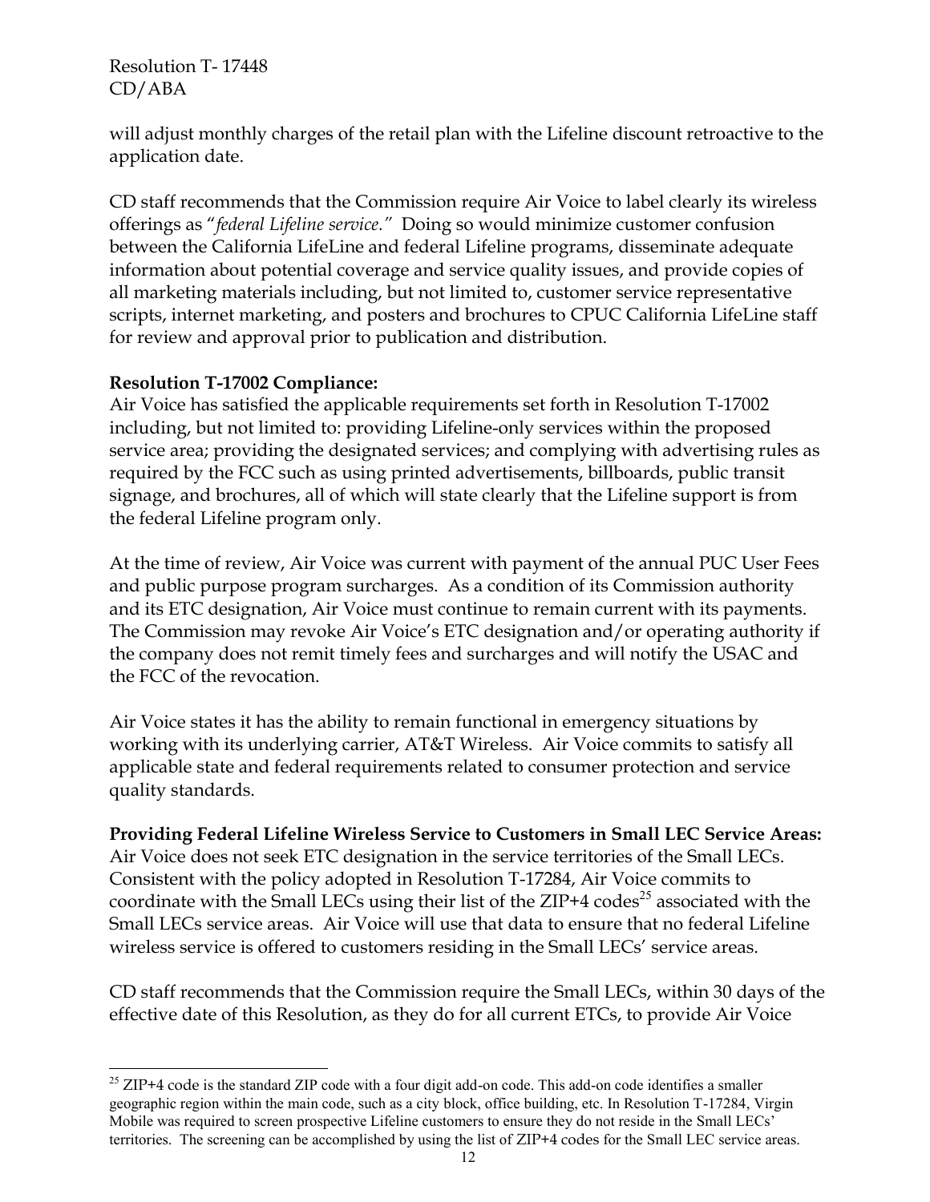will adjust monthly charges of the retail plan with the Lifeline discount retroactive to the application date.

CD staff recommends that the Commission require Air Voice to label clearly its wireless offerings as "*federal Lifeline service.*" Doing so would minimize customer confusion between the California LifeLine and federal Lifeline programs, disseminate adequate information about potential coverage and service quality issues, and provide copies of all marketing materials including, but not limited to, customer service representative scripts, internet marketing, and posters and brochures to CPUC California LifeLine staff for review and approval prior to publication and distribution.

**Resolution T-17002 Compliance:**
Air Voice has satisfied the applicable requirements set forth in Resolution T-17002 including, but not limited to: providing Lifeline-only services within the proposed service area; providing the designated services; and complying with advertising rules as required by the FCC such as using printed advertisements, billboards, public transit signage, and brochures, all of which will state clearly that the Lifeline support is from the federal Lifeline program only.

At the time of review, Air Voice was current with payment of the annual PUC User Fees and public purpose program surcharges. As a condition of its Commission authority and its ETC designation, Air Voice must continue to remain current with its payments. The Commission may revoke Air Voice's ETC designation and/or operating authority if the company does not remit timely fees and surcharges and will notify the USAC and the FCC of the revocation.

Air Voice states it has the ability to remain functional in emergency situations by working with its underlying carrier, AT&T Wireless. Air Voice commits to satisfy all applicable state and federal requirements related to consumer protection and service quality standards.

**Providing Federal Lifeline Wireless Service to Customers in Small LEC Service Areas:**
Air Voice does not seek ETC designation in the service territories of the Small LECs. Consistent with the policy adopted in Resolution T-17284, Air Voice commits to coordinate with the Small LECs using their list of the ZIP+4 codes[25] associated with the Small LECs service areas. Air Voice will use that data to ensure that no federal Lifeline wireless service is offered to customers residing in the Small LECs' service areas.

CD staff recommends that the Commission require the Small LECs, within 30 days of the effective date of this Resolution, as they do for all current ETCs, to provide Air Voice

---

[25] ZIP+4 code is the standard ZIP code with a four digit add-on code. This add-on code identifies a smaller geographic region within the main code, such as a city block, office building, etc. In Resolution T-17284, Virgin Mobile was required to screen prospective Lifeline customers to ensure they do not reside in the Small LECs' territories. The screening can be accomplished by using the list of ZIP+4 codes for the Small LEC service areas.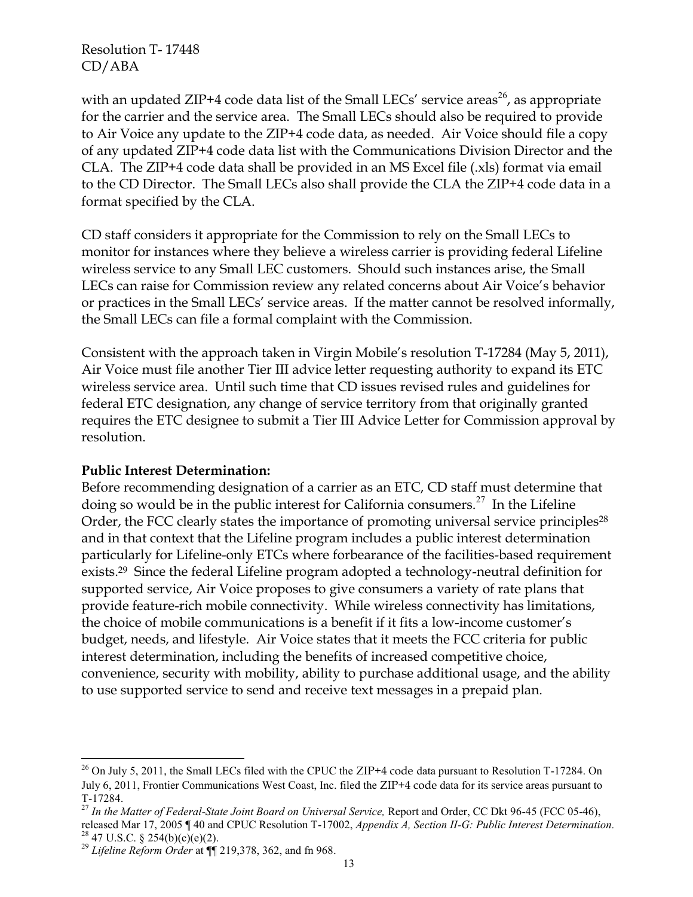with an updated ZIP+4 code data list of the Small LECs' service areas[26], as appropriate for the carrier and the service area. The Small LECs should also be required to provide to Air Voice any update to the ZIP+4 code data, as needed. Air Voice should file a copy of any updated ZIP+4 code data list with the Communications Division Director and the CLA. The ZIP+4 code data shall be provided in an MS Excel file (.xls) format via email to the CD Director. The Small LECs also shall provide the CLA the ZIP+4 code data in a format specified by the CLA.

CD staff considers it appropriate for the Commission to rely on the Small LECs to monitor for instances where they believe a wireless carrier is providing federal Lifeline wireless service to any Small LEC customers. Should such instances arise, the Small LECs can raise for Commission review any related concerns about Air Voice's behavior or practices in the Small LECs' service areas. If the matter cannot be resolved informally, the Small LECs can file a formal complaint with the Commission.

Consistent with the approach taken in Virgin Mobile's resolution T-17284 (May 5, 2011), Air Voice must file another Tier III advice letter requesting authority to expand its ETC wireless service area. Until such time that CD issues revised rules and guidelines for federal ETC designation, any change of service territory from that originally granted requires the ETC designee to submit a Tier III Advice Letter for Commission approval by resolution.

**Public Interest Determination:**

Before recommending designation of a carrier as an ETC, CD staff must determine that doing so would be in the public interest for California consumers.[27] In the Lifeline Order, the FCC clearly states the importance of promoting universal service principles[28] and in that context that the Lifeline program includes a public interest determination particularly for Lifeline-only ETCs where forbearance of the facilities-based requirement exists.[29] Since the federal Lifeline program adopted a technology-neutral definition for supported service, Air Voice proposes to give consumers a variety of rate plans that provide feature-rich mobile connectivity. While wireless connectivity has limitations, the choice of mobile communications is a benefit if it fits a low-income customer's budget, needs, and lifestyle. Air Voice states that it meets the FCC criteria for public interest determination, including the benefits of increased competitive choice, convenience, security with mobility, ability to purchase additional usage, and the ability to use supported service to send and receive text messages in a prepaid plan.

---

[26] On July 5, 2011, the Small LECs filed with the CPUC the ZIP+4 code data pursuant to Resolution T-17284. On July 6, 2011, Frontier Communications West Coast, Inc. filed the ZIP+4 code data for its service areas pursuant to T-17284.

[27] *In the Matter of Federal-State Joint Board on Universal Service,* Report and Order, CC Dkt 96-45 (FCC 05-46), released Mar 17, 2005 ¶ 40 and CPUC Resolution T-17002, *Appendix A, Section II-G: Public Interest Determination.*

[28] 47 U.S.C. § 254(b)(c)(e)(2).

[29] *Lifeline Reform Order* at ¶¶ 219,378, 362, and fn 968.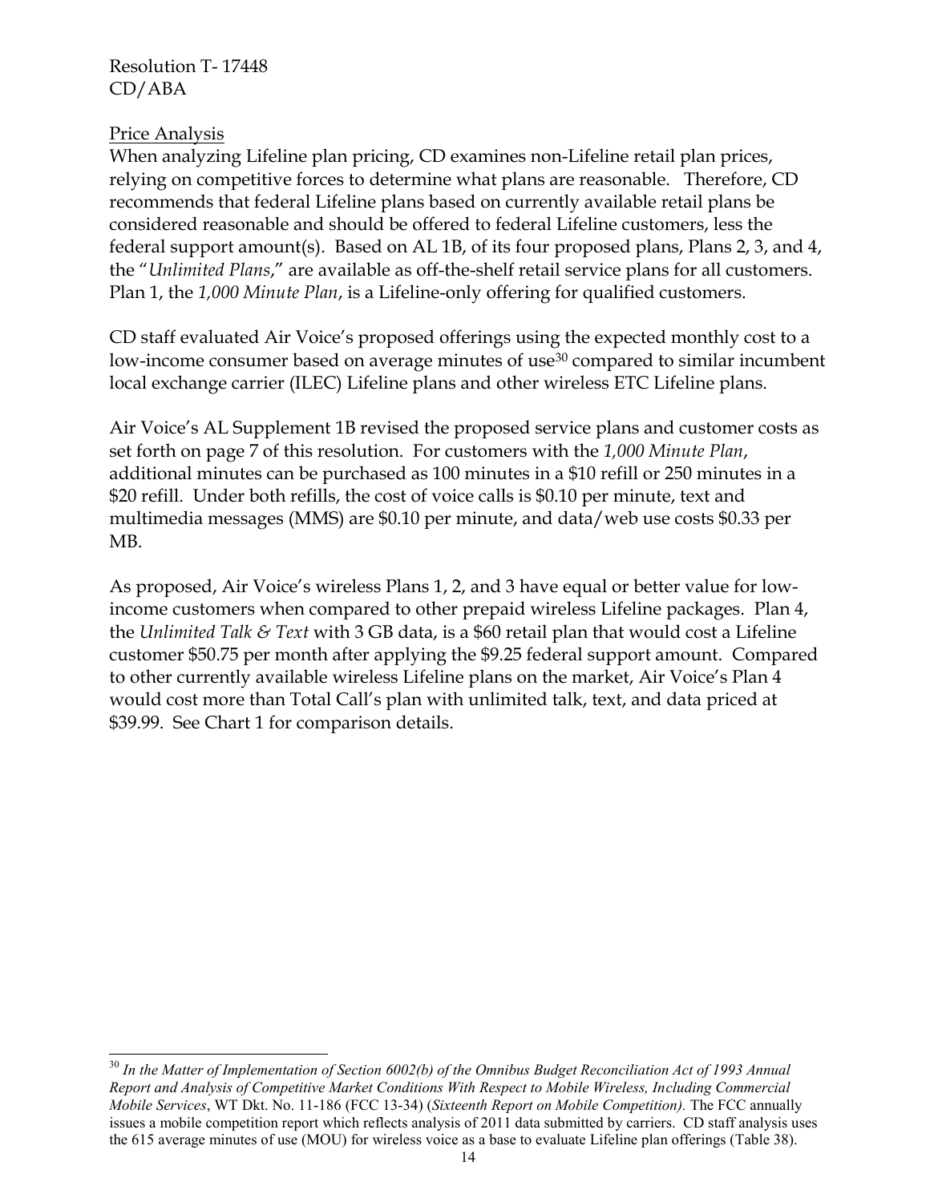Price Analysis

When analyzing Lifeline plan pricing, CD examines non-Lifeline retail plan prices, relying on competitive forces to determine what plans are reasonable. Therefore, CD recommends that federal Lifeline plans based on currently available retail plans be considered reasonable and should be offered to federal Lifeline customers, less the federal support amount(s). Based on AL 1B, of its four proposed plans, Plans 2, 3, and 4, the "*Unlimited Plans*," are available as off-the-shelf retail service plans for all customers. Plan 1, the *1,000 Minute Plan*, is a Lifeline-only offering for qualified customers.

CD staff evaluated Air Voice's proposed offerings using the expected monthly cost to a low-income consumer based on average minutes of use[30] compared to similar incumbent local exchange carrier (ILEC) Lifeline plans and other wireless ETC Lifeline plans.

Air Voice's AL Supplement 1B revised the proposed service plans and customer costs as set forth on page 7 of this resolution. For customers with the *1,000 Minute Plan*, additional minutes can be purchased as 100 minutes in a $10 refill or 250 minutes in a $20 refill. Under both refills, the cost of voice calls is $0.10 per minute, text and multimedia messages (MMS) are $0.10 per minute, and data/web use costs $0.33 per MB.

As proposed, Air Voice's wireless Plans 1, 2, and 3 have equal or better value for low-income customers when compared to other prepaid wireless Lifeline packages. Plan 4, the *Unlimited Talk & Text* with 3 GB data, is a $60 retail plan that would cost a Lifeline customer $50.75 per month after applying the $9.25 federal support amount. Compared to other currently available wireless Lifeline plans on the market, Air Voice's Plan 4 would cost more than Total Call's plan with unlimited talk, text, and data priced at $39.99. See Chart 1 for comparison details.

---

[30] *In the Matter of Implementation of Section 6002(b) of the Omnibus Budget Reconciliation Act of 1993 Annual Report and Analysis of Competitive Market Conditions With Respect to Mobile Wireless, Including Commercial Mobile Services*, WT Dkt. No. 11-186 (FCC 13-34) (***Sixteenth Report on Mobile Competition).*** The FCC annually issues a mobile competition report which reflects analysis of 2011 data submitted by carriers. CD staff analysis uses the 615 average minutes of use (MOU) for wireless voice as a base to evaluate Lifeline plan offerings (Table 38).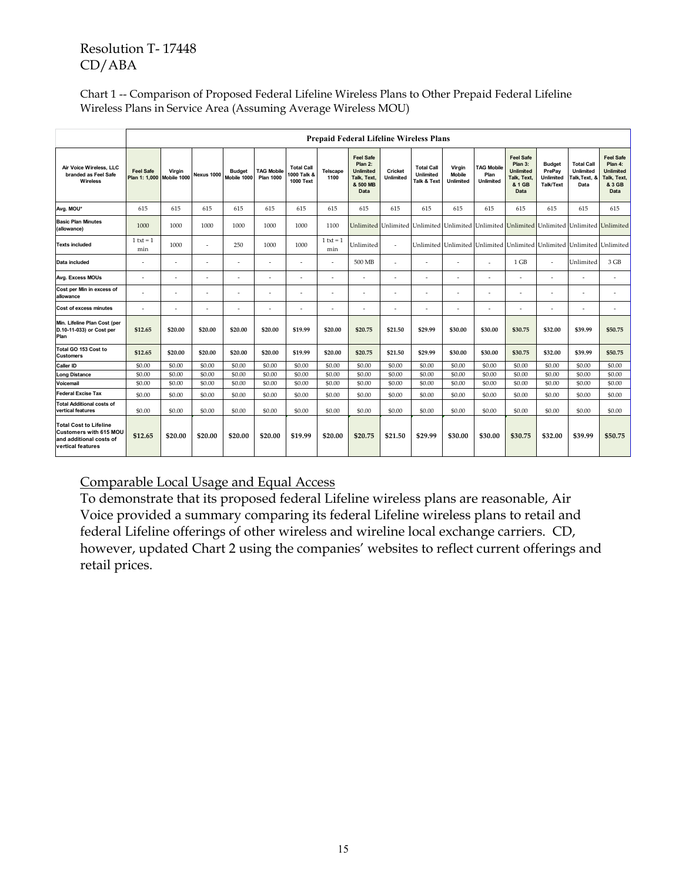Resolution T- 17448
CD/ABA

Chart 1 -- Comparison of Proposed Federal Lifeline Wireless Plans to Other Prepaid Federal Lifeline Wireless Plans in Service Area (Assuming Average Wireless MOU)

| | Prepaid Federal Lifeline Wireless Plans | | | | | | | | | | | | | | | |
|---|---|---|---|---|---|---|---|---|---|---|---|---|---|---|---|---|
| Air Voice Wireless, LLC branded as Feel Safe Wireless | Feel Safe Plan 1: 1,000 | Virgin Mobile 1000 | Nexus 1000 | Budget Mobile 1000 | TAG Mobile Plan 1000 | Total Call 1000 Talk & 1000 Text | Telscape 1100 | Feel Safe Plan 2: Unlimited Talk, Text, & 500 MB Data | Cricket Unlimited | Total Call Unlimited Talk & Text | Virgin Mobile Unlimited | TAG Mobile Plan Unlimited | Feel Safe Plan 3: Unlimited Talk, Text, & 1 GB Data | Budget PrePay Unlimited Talk/Text | Total Call Unlimited Talk,Text, & Data | Feel Safe Plan 4: Unlimited Talk, Text, & 3 GB Data |
| Avg. MOU* | 615 | 615 | 615 | 615 | 615 | 615 | 615 | 615 | 615 | 615 | 615 | 615 | 615 | 615 | 615 | 615 |
| Basic Plan Minutes (allowance) | 1000 | 1000 | 1000 | 1000 | 1000 | 1000 | 1100 | Unlimited | Unlimited | Unlimited | Unlimited | Unlimited | Unlimited | Unlimited | Unlimited | Unlimited |
| Texts included | 1 txt = 1 min | 1000 | - | 250 | 1000 | 1000 | 1 txt = 1 min | Unlimited | - | Unlimited | Unlimited | Unlimited | Unlimited | Unlimited | Unlimited | Unlimited |
| Data included | - | - | - | - | - | - | - | 500 MB | - | - | - | - | 1 GB | - | Unlimited | 3 GB |
| Avg. Excess MOUs | - | - | - | - | - | - | - | - | - | - | - | - | - | - | - | - |
| Cost per Min in excess of allowance | - | - | - | - | - | - | - | - | - | - | - | - | - | - | - | - |
| Cost of excess minutes | - | - | - | - | - | - | - | - | - | - | - | - | - | - | - | - |
| Min. Lifeline Plan Cost (per D.10-11-033) or Cost per Plan | $12.65 | $20.00 | $20.00 | $20.00 | $20.00 | $19.99 | $20.00 | $20.75 | $21.50 | $29.99 | $30.00 | $30.00 | $30.75 | $32.00 | $39.99 | $50.75 |
| Total GO 153 Cost to Customers | $12.65 | $20.00 | $20.00 | $20.00 | $20.00 | $19.99 | $20.00 | $20.75 | $21.50 | $29.99 | $30.00 | $30.00 | $30.75 | $32.00 | $39.99 | $50.75 |
| Caller ID | $0.00 | $0.00 | $0.00 | $0.00 | $0.00 | $0.00 | $0.00 | $0.00 | $0.00 | $0.00 | $0.00 | $0.00 | $0.00 | $0.00 | $0.00 | $0.00 |
| Long Distance | $0.00 | $0.00 | $0.00 | $0.00 | $0.00 | $0.00 | $0.00 | $0.00 | $0.00 | $0.00 | $0.00 | $0.00 | $0.00 | $0.00 | $0.00 | $0.00 |
| Voicemail | $0.00 | $0.00 | $0.00 | $0.00 | $0.00 | $0.00 | $0.00 | $0.00 | $0.00 | $0.00 | $0.00 | $0.00 | $0.00 | $0.00 | $0.00 | $0.00 |
| Federal Excise Tax | $0.00 | $0.00 | $0.00 | $0.00 | $0.00 | $0.00 | $0.00 | $0.00 | $0.00 | $0.00 | $0.00 | $0.00 | $0.00 | $0.00 | $0.00 | $0.00 |
| Total Additional costs of vertical features | $0.00 | $0.00 | $0.00 | $0.00 | $0.00 | $0.00 | $0.00 | $0.00 | $0.00 | $0.00 | $0.00 | $0.00 | $0.00 | $0.00 | $0.00 | $0.00 |
| Total Cost to Lifeline Customers with 615 MOU and additional costs of vertical features | $12.65 | $20.00 | $20.00 | $20.00 | $20.00 | $19.99 | $20.00 | $20.75 | $21.50 | $29.99 | $30.00 | $30.00 | $30.75 | $32.00 | $39.99 | $50.75 |

<u>Comparable Local Usage and Equal Access</u>

To demonstrate that its proposed federal Lifeline wireless plans are reasonable, Air Voice provided a summary comparing its federal Lifeline wireless plans to retail and federal Lifeline offerings of other wireless and wireline local exchange carriers. CD, however, updated Chart 2 using the companies' websites to reflect current offerings and retail prices.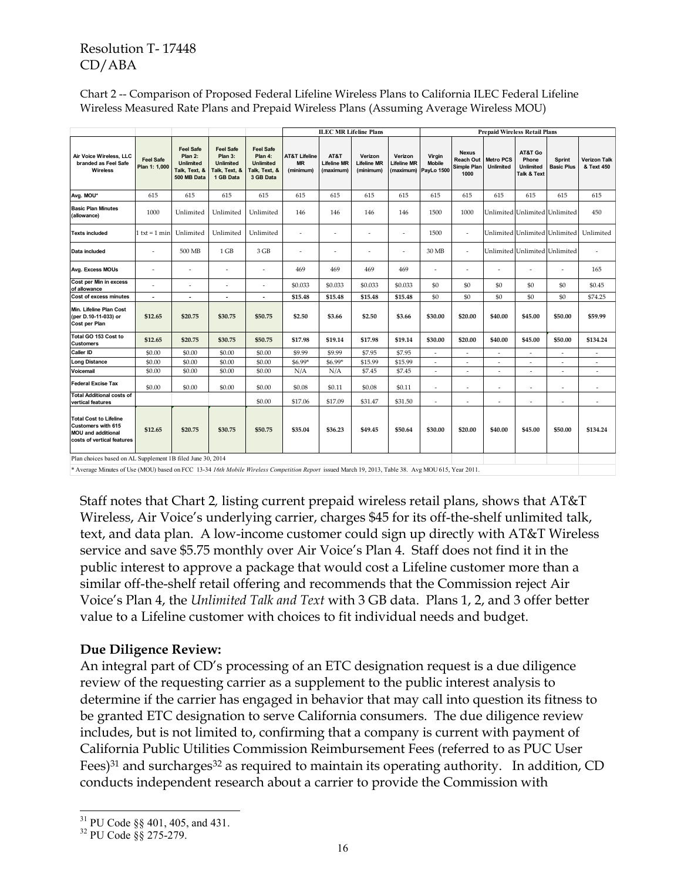Chart 2 -- Comparison of Proposed Federal Lifeline Wireless Plans to California ILEC Federal Lifeline Wireless Measured Rate Plans and Prepaid Wireless Plans (Assuming Average Wireless MOU)

| | | | | | ILEC MR Lifeline Plans | | | | Prepaid Wireless Retail Plans | | | | | |
|---|---|---|---|---|---|---|---|---|---|---|---|---|---|---|
| Air Voice Wireless, LLC branded as Feel Safe Wireless | Feel Safe Plan 1: 1,000 | Feel Safe Plan 2: Unlimited Talk, Text, & 500 MB Data | Feel Safe Plan 3: Unlimited Talk, Text, & 1 GB Data | Feel Safe Plan 4: Unlimited Talk, Text, & 3 GB Data | AT&T Lifeline MR (minimum) | AT&T Lifeline MR (maximum) | Verizon Lifeline MR (minimum) | Verizon Lifeline MR (maximum) | Virgin Mobile PayLo 1500 | Nexus Reach Out Simple Plan 1000 | Metro PCS Unlimited | AT&T Go Phone Unlimited Talk & Text | Sprint Basic Plus | Verizon Talk & Text 450 |
| Avg. MOU* | 615 | 615 | 615 | 615 | 615 | 615 | 615 | 615 | 615 | 615 | 615 | 615 | 615 | 615 |
| Basic Plan Minutes (allowance) | 1000 | Unlimited | Unlimited | Unlimited | 146 | 146 | 146 | 146 | 1500 | 1000 | Unlimited | Unlimited | Unlimited | 450 |
| Texts included | 1 txt = 1 min | Unlimited | Unlimited | Unlimited | - | - | - | - | 1500 | - | Unlimited | Unlimited | Unlimited | Unlimited |
| Data included | - | 500 MB | 1 GB | 3 GB | - | - | - | - | 30 MB | - | Unlimited | Unlimited | Unlimited | - |
| Avg. Excess MOUs | - | - | - | - | 469 | 469 | 469 | 469 | - | - | - | - | - | 165 |
| Cost per Min in excess of allowance | - | - | - | - | $0.033 | $0.033 | $0.033 | $0.033 | $0 | $0 | $0 | $0 | $0 | $0.45 |
| Cost of excess minutes | - | - | - | - | $15.48 | $15.48 | $15.48 | $15.48 | $0 | $0 | $0 | $0 | $0 | $74.25 |
| Min. Lifeline Plan Cost (per D.10-11-033) or Cost per Plan | $12.65 | $20.75 | $30.75 | $50.75 | $2.50 | $3.66 | $2.50 | $3.66 | $30.00 | $20.00 | $40.00 | $45.00 | $50.00 | $59.99 |
| Total GO 153 Cost to Customers | $12.65 | $20.75 | $30.75 | $50.75 | $17.98 | $19.14 | $17.98 | $19.14 | $30.00 | $20.00 | $40.00 | $45.00 | $50.00 | $134.24 |
| Caller ID | $0.00 | $0.00 | $0.00 | $0.00 | $9.99 | $9.99 | $7.95 | $7.95 | - | - | - | - | - | - |
| Long Distance | $0.00 | $0.00 | $0.00 | $0.00 | $6.99* | $6.99* | $15.99 | $15.99 | - | - | - | - | - | - |
| Voicemail | $0.00 | $0.00 | $0.00 | $0.00 | N/A | N/A | $7.45 | $7.45 | - | - | - | - | - | - |
| Federal Excise Tax | $0.00 | $0.00 | $0.00 | $0.00 | $0.08 | $0.11 | $0.08 | $0.11 | - | - | - | - | - | - |
| Total Additional costs of vertical features | | | | $0.00 | $17.06 | $17.09 | $31.47 | $31.50 | - | - | - | - | - | - |
| Total Cost to Lifeline Customers with 615 MOU and additional costs of vertical features | $12.65 | $20.75 | $30.75 | $50.75 | $35.04 | $36.23 | $49.45 | $50.64 | $30.00 | $20.00 | $40.00 | $45.00 | $50.00 | $134.24 |

Plan choices based on AL Supplement 1B filed June 30, 2014

\* Average Minutes of Use (MOU) based on FCC 13-34 *16th Mobile Wireless Competition Report* issued March 19, 2013, Table 38. Avg MOU 615, Year 2011.

Staff notes that Chart 2, listing current prepaid wireless retail plans, shows that AT&T Wireless, Air Voice's underlying carrier, charges $45 for its off-the-shelf unlimited talk, text, and data plan. A low-income customer could sign up directly with AT&T Wireless service and save $5.75 monthly over Air Voice's Plan 4. Staff does not find it in the public interest to approve a package that would cost a Lifeline customer more than a similar off-the-shelf retail offering and recommends that the Commission reject Air Voice's Plan 4, the *Unlimited Talk and Text* with 3 GB data. Plans 1, 2, and 3 offer better value to a Lifeline customer with choices to fit individual needs and budget.

## Due Diligence Review:

An integral part of CD's processing of an ETC designation request is a due diligence review of the requesting carrier as a supplement to the public interest analysis to determine if the carrier has engaged in behavior that may call into question its fitness to be granted ETC designation to serve California consumers. The due diligence review includes, but is not limited to, confirming that a company is current with payment of California Public Utilities Commission Reimbursement Fees (referred to as PUC User Fees)[31] and surcharges[32] as required to maintain its operating authority. In addition, CD conducts independent research about a carrier to provide the Commission with

[31] PU Code §§ 401, 405, and 431.

[32] PU Code §§ 275-279.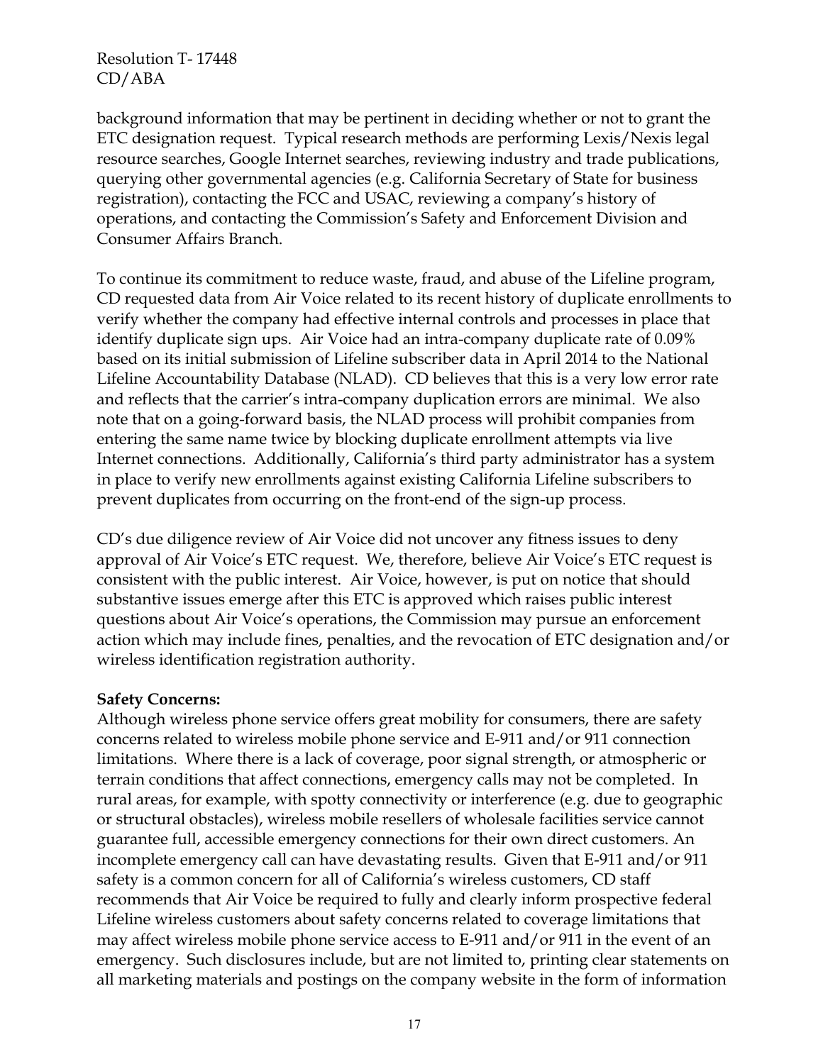background information that may be pertinent in deciding whether or not to grant the ETC designation request. Typical research methods are performing Lexis/Nexis legal resource searches, Google Internet searches, reviewing industry and trade publications, querying other governmental agencies (e.g. California Secretary of State for business registration), contacting the FCC and USAC, reviewing a company's history of operations, and contacting the Commission's Safety and Enforcement Division and Consumer Affairs Branch.

To continue its commitment to reduce waste, fraud, and abuse of the Lifeline program, CD requested data from Air Voice related to its recent history of duplicate enrollments to verify whether the company had effective internal controls and processes in place that identify duplicate sign ups. Air Voice had an intra-company duplicate rate of 0.09% based on its initial submission of Lifeline subscriber data in April 2014 to the National Lifeline Accountability Database (NLAD). CD believes that this is a very low error rate and reflects that the carrier's intra-company duplication errors are minimal. We also note that on a going-forward basis, the NLAD process will prohibit companies from entering the same name twice by blocking duplicate enrollment attempts via live Internet connections. Additionally, California's third party administrator has a system in place to verify new enrollments against existing California Lifeline subscribers to prevent duplicates from occurring on the front-end of the sign-up process.

CD's due diligence review of Air Voice did not uncover any fitness issues to deny approval of Air Voice's ETC request. We, therefore, believe Air Voice's ETC request is consistent with the public interest. Air Voice, however, is put on notice that should substantive issues emerge after this ETC is approved which raises public interest questions about Air Voice's operations, the Commission may pursue an enforcement action which may include fines, penalties, and the revocation of ETC designation and/or wireless identification registration authority.

**Safety Concerns:**

Although wireless phone service offers great mobility for consumers, there are safety concerns related to wireless mobile phone service and E-911 and/or 911 connection limitations. Where there is a lack of coverage, poor signal strength, or atmospheric or terrain conditions that affect connections, emergency calls may not be completed. In rural areas, for example, with spotty connectivity or interference (e.g. due to geographic or structural obstacles), wireless mobile resellers of wholesale facilities service cannot guarantee full, accessible emergency connections for their own direct customers. An incomplete emergency call can have devastating results. Given that E-911 and/or 911 safety is a common concern for all of California's wireless customers, CD staff recommends that Air Voice be required to fully and clearly inform prospective federal Lifeline wireless customers about safety concerns related to coverage limitations that may affect wireless mobile phone service access to E-911 and/or 911 in the event of an emergency. Such disclosures include, but are not limited to, printing clear statements on all marketing materials and postings on the company website in the form of information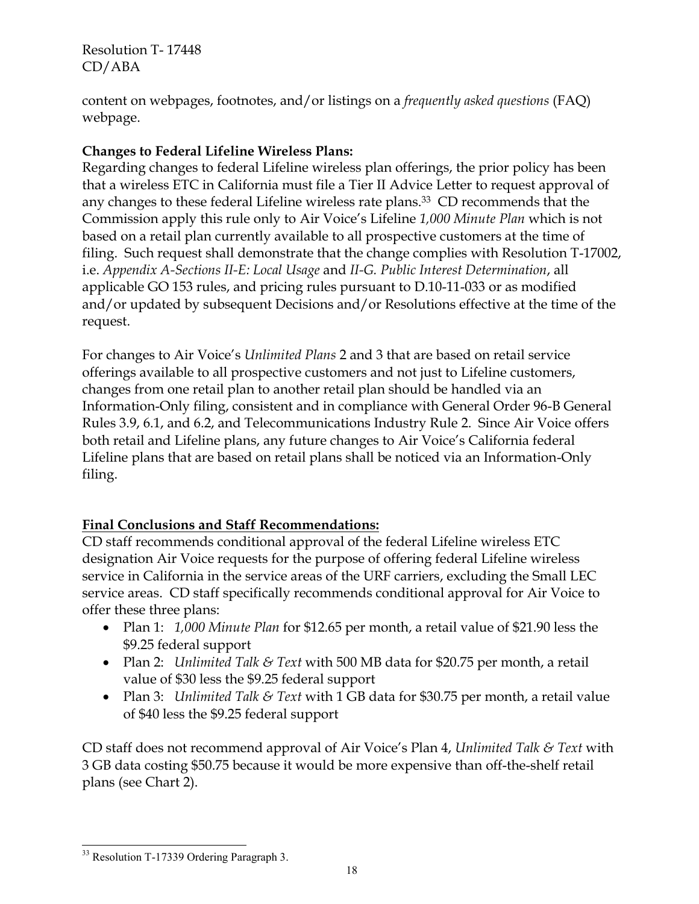content on webpages, footnotes, and/or listings on a *frequently asked questions* (FAQ) webpage.

**Changes to Federal Lifeline Wireless Plans:**
Regarding changes to federal Lifeline wireless plan offerings, the prior policy has been that a wireless ETC in California must file a Tier II Advice Letter to request approval of any changes to these federal Lifeline wireless rate plans.[33] CD recommends that the Commission apply this rule only to Air Voice's Lifeline *1,000 Minute Plan* which is not based on a retail plan currently available to all prospective customers at the time of filing. Such request shall demonstrate that the change complies with Resolution T-17002, i.e. *Appendix A-Sections II-E: Local Usage* and *II-G. Public Interest Determination*, all applicable GO 153 rules, and pricing rules pursuant to D.10-11-033 or as modified and/or updated by subsequent Decisions and/or Resolutions effective at the time of the request.

For changes to Air Voice's *Unlimited Plans* 2 and 3 that are based on retail service offerings available to all prospective customers and not just to Lifeline customers, changes from one retail plan to another retail plan should be handled via an Information-Only filing, consistent and in compliance with General Order 96-B General Rules 3.9, 6.1, and 6.2, and Telecommunications Industry Rule 2. Since Air Voice offers both retail and Lifeline plans, any future changes to Air Voice's California federal Lifeline plans that are based on retail plans shall be noticed via an Information-Only filing.

**Final Conclusions and Staff Recommendations:**
CD staff recommends conditional approval of the federal Lifeline wireless ETC designation Air Voice requests for the purpose of offering federal Lifeline wireless service in California in the service areas of the URF carriers, excluding the Small LEC service areas. CD staff specifically recommends conditional approval for Air Voice to offer these three plans:

- Plan 1: *1,000 Minute Plan* for $12.65 per month, a retail value of $21.90 less the $9.25 federal support
- Plan 2: *Unlimited Talk & Text* with 500 MB data for $20.75 per month, a retail value of $30 less the $9.25 federal support
- Plan 3: *Unlimited Talk & Text* with 1 GB data for $30.75 per month, a retail value of $40 less the $9.25 federal support

CD staff does not recommend approval of Air Voice's Plan 4, *Unlimited Talk & Text* with 3 GB data costing $50.75 because it would be more expensive than off-the-shelf retail plans (see Chart 2).

---

[33] Resolution T-17339 Ordering Paragraph 3.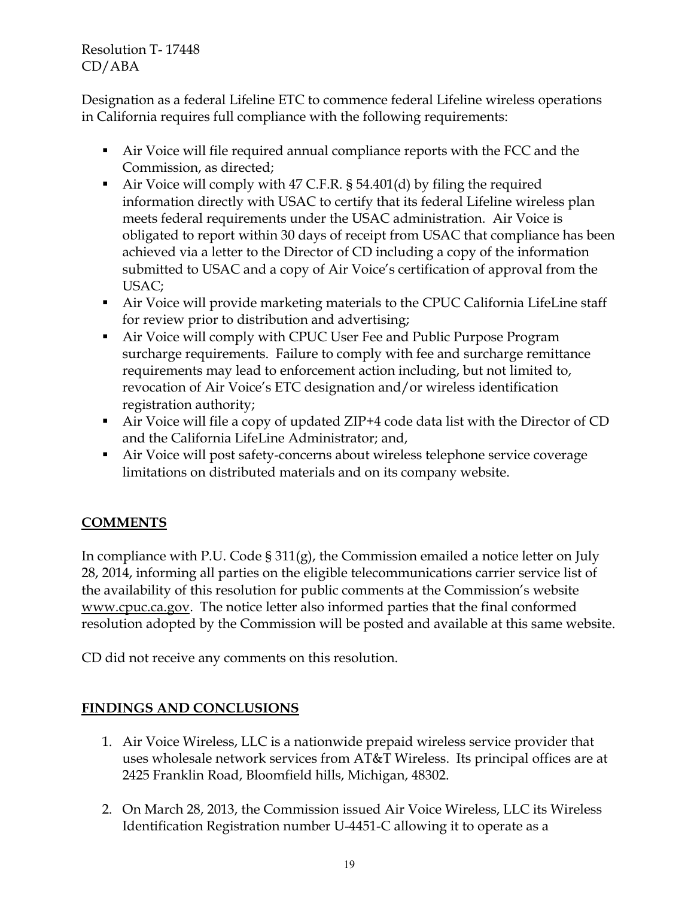Designation as a federal Lifeline ETC to commence federal Lifeline wireless operations in California requires full compliance with the following requirements:

- Air Voice will file required annual compliance reports with the FCC and the Commission, as directed;
- Air Voice will comply with 47 C.F.R. § 54.401(d) by filing the required information directly with USAC to certify that its federal Lifeline wireless plan meets federal requirements under the USAC administration. Air Voice is obligated to report within 30 days of receipt from USAC that compliance has been achieved via a letter to the Director of CD including a copy of the information submitted to USAC and a copy of Air Voice's certification of approval from the USAC;
- Air Voice will provide marketing materials to the CPUC California LifeLine staff for review prior to distribution and advertising;
- Air Voice will comply with CPUC User Fee and Public Purpose Program surcharge requirements. Failure to comply with fee and surcharge remittance requirements may lead to enforcement action including, but not limited to, revocation of Air Voice's ETC designation and/or wireless identification registration authority;
- Air Voice will file a copy of updated ZIP+4 code data list with the Director of CD and the California LifeLine Administrator; and,
- Air Voice will post safety-concerns about wireless telephone service coverage limitations on distributed materials and on its company website.

## COMMENTS

In compliance with P.U. Code § 311(g), the Commission emailed a notice letter on July 28, 2014, informing all parties on the eligible telecommunications carrier service list of the availability of this resolution for public comments at the Commission's website www.cpuc.ca.gov. The notice letter also informed parties that the final conformed resolution adopted by the Commission will be posted and available at this same website.

CD did not receive any comments on this resolution.

## FINDINGS AND CONCLUSIONS

1. Air Voice Wireless, LLC is a nationwide prepaid wireless service provider that uses wholesale network services from AT&T Wireless. Its principal offices are at 2425 Franklin Road, Bloomfield hills, Michigan, 48302.

2. On March 28, 2013, the Commission issued Air Voice Wireless, LLC its Wireless Identification Registration number U-4451-C allowing it to operate as a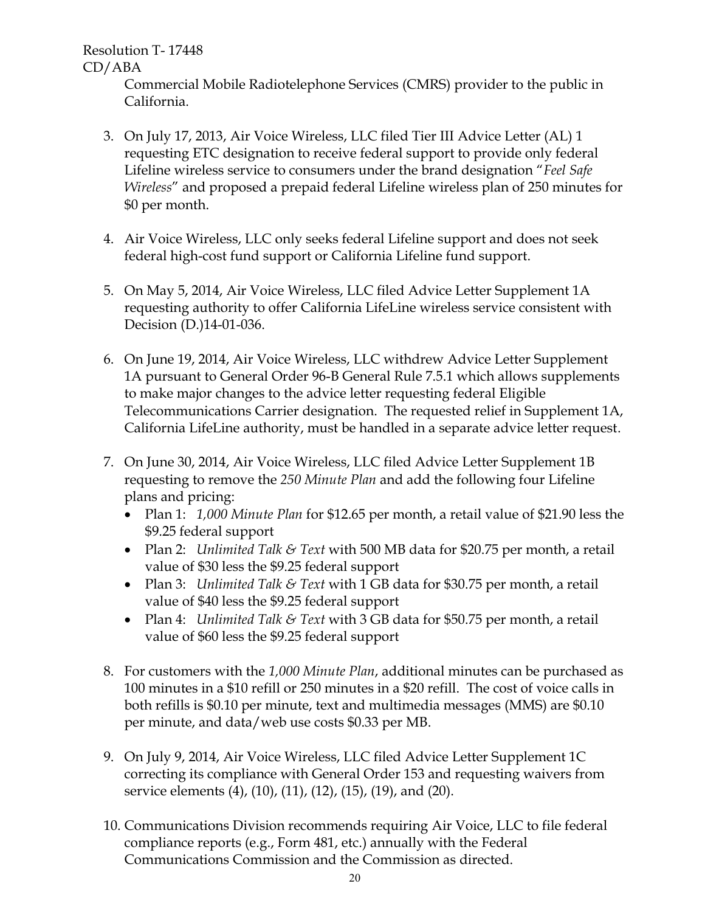Commercial Mobile Radiotelephone Services (CMRS) provider to the public in California.

3. On July 17, 2013, Air Voice Wireless, LLC filed Tier III Advice Letter (AL) 1 requesting ETC designation to receive federal support to provide only federal Lifeline wireless service to consumers under the brand designation "*Feel Safe Wireless*" and proposed a prepaid federal Lifeline wireless plan of 250 minutes for $0 per month.

4. Air Voice Wireless, LLC only seeks federal Lifeline support and does not seek federal high-cost fund support or California Lifeline fund support.

5. On May 5, 2014, Air Voice Wireless, LLC filed Advice Letter Supplement 1A requesting authority to offer California LifeLine wireless service consistent with Decision (D.)14-01-036.

6. On June 19, 2014, Air Voice Wireless, LLC withdrew Advice Letter Supplement 1A pursuant to General Order 96-B General Rule 7.5.1 which allows supplements to make major changes to the advice letter requesting federal Eligible Telecommunications Carrier designation. The requested relief in Supplement 1A, California LifeLine authority, must be handled in a separate advice letter request.

7. On June 30, 2014, Air Voice Wireless, LLC filed Advice Letter Supplement 1B requesting to remove the *250 Minute Plan* and add the following four Lifeline plans and pricing:
   - Plan 1: *1,000 Minute Plan* for $12.65 per month, a retail value of $21.90 less the $9.25 federal support
   - Plan 2: *Unlimited Talk & Text* with 500 MB data for $20.75 per month, a retail value of $30 less the $9.25 federal support
   - Plan 3: *Unlimited Talk & Text* with 1 GB data for $30.75 per month, a retail value of $40 less the $9.25 federal support
   - Plan 4: *Unlimited Talk & Text* with 3 GB data for $50.75 per month, a retail value of $60 less the $9.25 federal support

8. For customers with the *1,000 Minute Plan*, additional minutes can be purchased as 100 minutes in a $10 refill or 250 minutes in a $20 refill. The cost of voice calls in both refills is $0.10 per minute, text and multimedia messages (MMS) are $0.10 per minute, and data/web use costs $0.33 per MB.

9. On July 9, 2014, Air Voice Wireless, LLC filed Advice Letter Supplement 1C correcting its compliance with General Order 153 and requesting waivers from service elements (4), (10), (11), (12), (15), (19), and (20).

10. Communications Division recommends requiring Air Voice, LLC to file federal compliance reports (e.g., Form 481, etc.) annually with the Federal Communications Commission and the Commission as directed.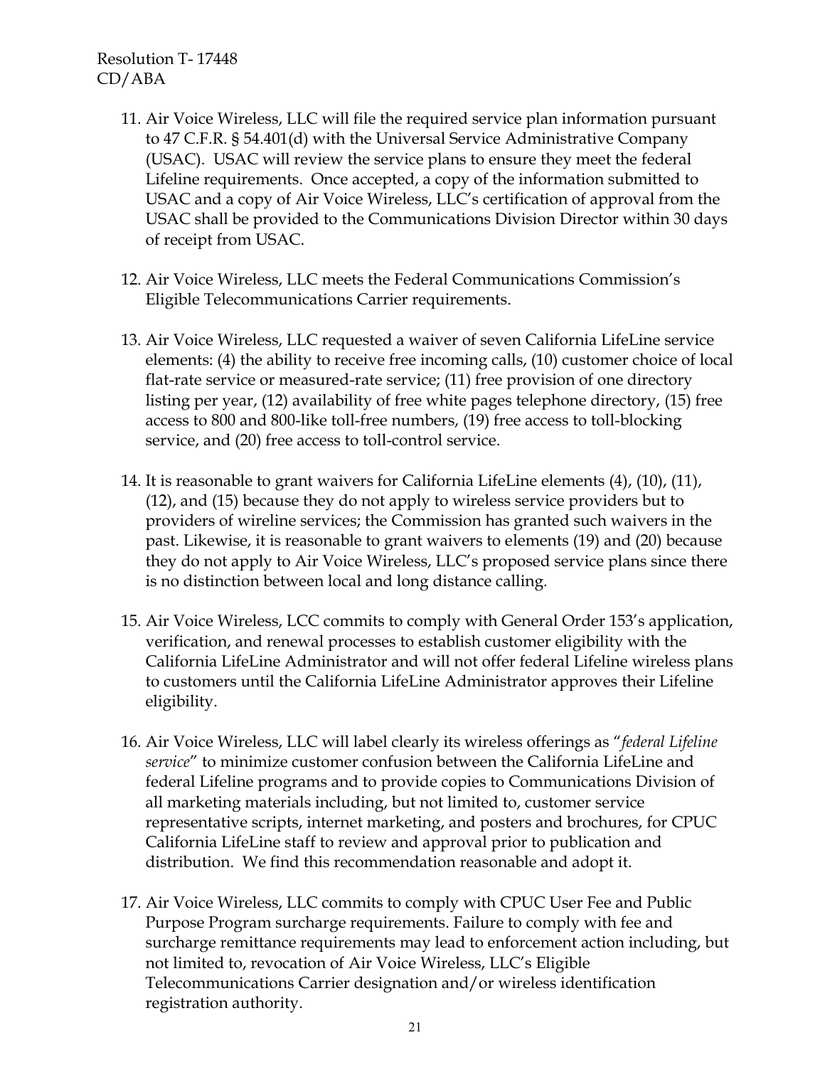11. Air Voice Wireless, LLC will file the required service plan information pursuant to 47 C.F.R. § 54.401(d) with the Universal Service Administrative Company (USAC). USAC will review the service plans to ensure they meet the federal Lifeline requirements. Once accepted, a copy of the information submitted to USAC and a copy of Air Voice Wireless, LLC's certification of approval from the USAC shall be provided to the Communications Division Director within 30 days of receipt from USAC.

12. Air Voice Wireless, LLC meets the Federal Communications Commission's Eligible Telecommunications Carrier requirements.

13. Air Voice Wireless, LLC requested a waiver of seven California LifeLine service elements: (4) the ability to receive free incoming calls, (10) customer choice of local flat-rate service or measured-rate service; (11) free provision of one directory listing per year, (12) availability of free white pages telephone directory, (15) free access to 800 and 800-like toll-free numbers, (19) free access to toll-blocking service, and (20) free access to toll-control service.

14. It is reasonable to grant waivers for California LifeLine elements (4), (10), (11), (12), and (15) because they do not apply to wireless service providers but to providers of wireline services; the Commission has granted such waivers in the past. Likewise, it is reasonable to grant waivers to elements (19) and (20) because they do not apply to Air Voice Wireless, LLC's proposed service plans since there is no distinction between local and long distance calling.

15. Air Voice Wireless, LCC commits to comply with General Order 153's application, verification, and renewal processes to establish customer eligibility with the California LifeLine Administrator and will not offer federal Lifeline wireless plans to customers until the California LifeLine Administrator approves their Lifeline eligibility.

16. Air Voice Wireless, LLC will label clearly its wireless offerings as "*federal Lifeline service*" to minimize customer confusion between the California LifeLine and federal Lifeline programs and to provide copies to Communications Division of all marketing materials including, but not limited to, customer service representative scripts, internet marketing, and posters and brochures, for CPUC California LifeLine staff to review and approval prior to publication and distribution. We find this recommendation reasonable and adopt it.

17. Air Voice Wireless, LLC commits to comply with CPUC User Fee and Public Purpose Program surcharge requirements. Failure to comply with fee and surcharge remittance requirements may lead to enforcement action including, but not limited to, revocation of Air Voice Wireless, LLC's Eligible Telecommunications Carrier designation and/or wireless identification registration authority.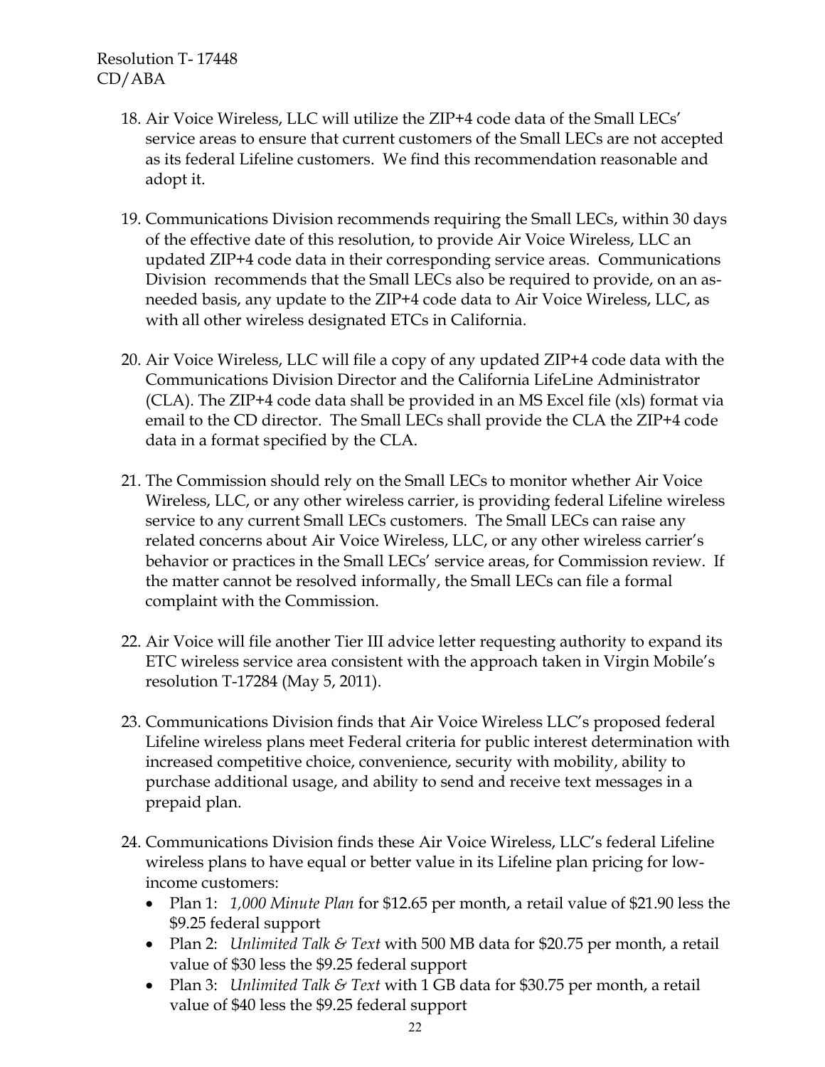18. Air Voice Wireless, LLC will utilize the ZIP+4 code data of the Small LECs' service areas to ensure that current customers of the Small LECs are not accepted as its federal Lifeline customers. We find this recommendation reasonable and adopt it.

19. Communications Division recommends requiring the Small LECs, within 30 days of the effective date of this resolution, to provide Air Voice Wireless, LLC an updated ZIP+4 code data in their corresponding service areas. Communications Division recommends that the Small LECs also be required to provide, on an as-needed basis, any update to the ZIP+4 code data to Air Voice Wireless, LLC, as with all other wireless designated ETCs in California.

20. Air Voice Wireless, LLC will file a copy of any updated ZIP+4 code data with the Communications Division Director and the California LifeLine Administrator (CLA). The ZIP+4 code data shall be provided in an MS Excel file (xls) format via email to the CD director. The Small LECs shall provide the CLA the ZIP+4 code data in a format specified by the CLA.

21. The Commission should rely on the Small LECs to monitor whether Air Voice Wireless, LLC, or any other wireless carrier, is providing federal Lifeline wireless service to any current Small LECs customers. The Small LECs can raise any related concerns about Air Voice Wireless, LLC, or any other wireless carrier's behavior or practices in the Small LECs' service areas, for Commission review. If the matter cannot be resolved informally, the Small LECs can file a formal complaint with the Commission.

22. Air Voice will file another Tier III advice letter requesting authority to expand its ETC wireless service area consistent with the approach taken in Virgin Mobile's resolution T-17284 (May 5, 2011).

23. Communications Division finds that Air Voice Wireless LLC's proposed federal Lifeline wireless plans meet Federal criteria for public interest determination with increased competitive choice, convenience, security with mobility, ability to purchase additional usage, and ability to send and receive text messages in a prepaid plan.

24. Communications Division finds these Air Voice Wireless, LLC's federal Lifeline wireless plans to have equal or better value in its Lifeline plan pricing for low-income customers:
    - Plan 1: *1,000 Minute Plan* for $12.65 per month, a retail value of $21.90 less the $9.25 federal support
    - Plan 2: *Unlimited Talk & Text* with 500 MB data for $20.75 per month, a retail value of $30 less the $9.25 federal support
    - Plan 3: *Unlimited Talk & Text* with 1 GB data for $30.75 per month, a retail value of $40 less the $9.25 federal support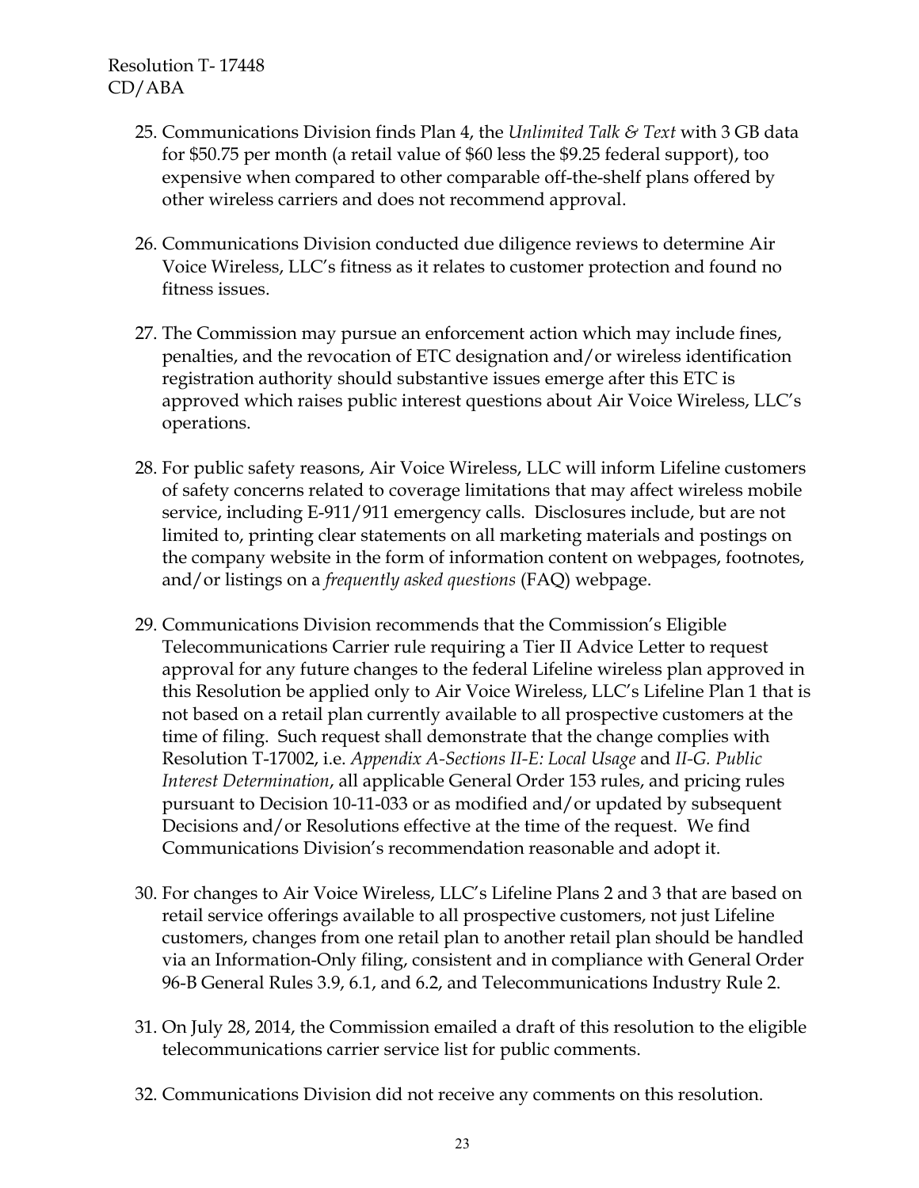25. Communications Division finds Plan 4, the *Unlimited Talk & Text* with 3 GB data for $50.75 per month (a retail value of $60 less the $9.25 federal support), too expensive when compared to other comparable off-the-shelf plans offered by other wireless carriers and does not recommend approval.

26. Communications Division conducted due diligence reviews to determine Air Voice Wireless, LLC's fitness as it relates to customer protection and found no fitness issues.

27. The Commission may pursue an enforcement action which may include fines, penalties, and the revocation of ETC designation and/or wireless identification registration authority should substantive issues emerge after this ETC is approved which raises public interest questions about Air Voice Wireless, LLC's operations.

28. For public safety reasons, Air Voice Wireless, LLC will inform Lifeline customers of safety concerns related to coverage limitations that may affect wireless mobile service, including E-911/911 emergency calls. Disclosures include, but are not limited to, printing clear statements on all marketing materials and postings on the company website in the form of information content on webpages, footnotes, and/or listings on a *frequently asked questions* (FAQ) webpage.

29. Communications Division recommends that the Commission's Eligible Telecommunications Carrier rule requiring a Tier II Advice Letter to request approval for any future changes to the federal Lifeline wireless plan approved in this Resolution be applied only to Air Voice Wireless, LLC's Lifeline Plan 1 that is not based on a retail plan currently available to all prospective customers at the time of filing. Such request shall demonstrate that the change complies with Resolution T-17002, i.e. *Appendix A-Sections II-E: Local Usage* and *II-G. Public Interest Determination*, all applicable General Order 153 rules, and pricing rules pursuant to Decision 10-11-033 or as modified and/or updated by subsequent Decisions and/or Resolutions effective at the time of the request. We find Communications Division's recommendation reasonable and adopt it.

30. For changes to Air Voice Wireless, LLC's Lifeline Plans 2 and 3 that are based on retail service offerings available to all prospective customers, not just Lifeline customers, changes from one retail plan to another retail plan should be handled via an Information-Only filing, consistent and in compliance with General Order 96-B General Rules 3.9, 6.1, and 6.2, and Telecommunications Industry Rule 2.

31. On July 28, 2014, the Commission emailed a draft of this resolution to the eligible telecommunications carrier service list for public comments.

32. Communications Division did not receive any comments on this resolution.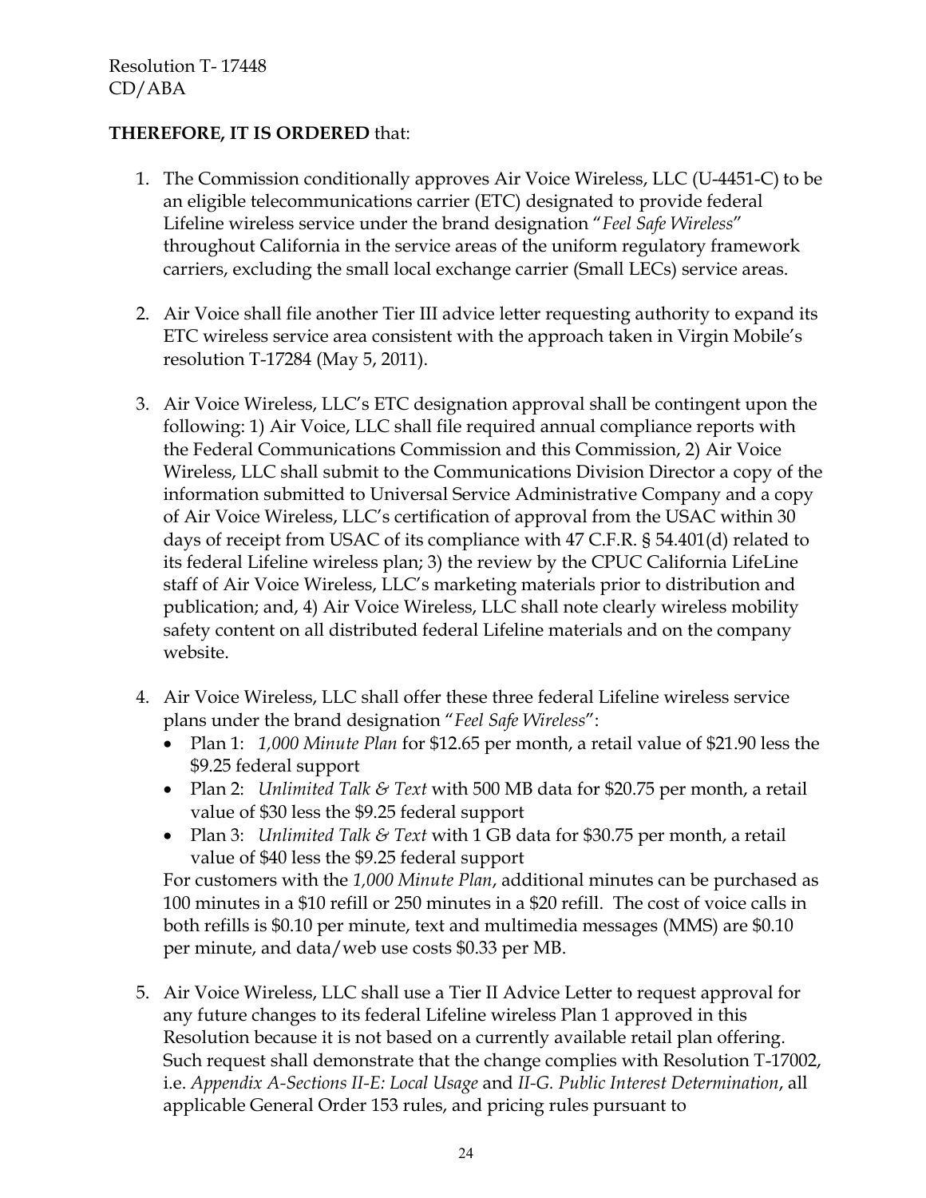**THEREFORE, IT IS ORDERED** that:

1. The Commission conditionally approves Air Voice Wireless, LLC (U-4451-C) to be an eligible telecommunications carrier (ETC) designated to provide federal Lifeline wireless service under the brand designation "*Feel Safe Wireless*" throughout California in the service areas of the uniform regulatory framework carriers, excluding the small local exchange carrier (Small LECs) service areas.

2. Air Voice shall file another Tier III advice letter requesting authority to expand its ETC wireless service area consistent with the approach taken in Virgin Mobile's resolution T-17284 (May 5, 2011).

3. Air Voice Wireless, LLC's ETC designation approval shall be contingent upon the following: 1) Air Voice, LLC shall file required annual compliance reports with the Federal Communications Commission and this Commission, 2) Air Voice Wireless, LLC shall submit to the Communications Division Director a copy of the information submitted to Universal Service Administrative Company and a copy of Air Voice Wireless, LLC's certification of approval from the USAC within 30 days of receipt from USAC of its compliance with 47 C.F.R. § 54.401(d) related to its federal Lifeline wireless plan; 3) the review by the CPUC California LifeLine staff of Air Voice Wireless, LLC's marketing materials prior to distribution and publication; and, 4) Air Voice Wireless, LLC shall note clearly wireless mobility safety content on all distributed federal Lifeline materials and on the company website.

4. Air Voice Wireless, LLC shall offer these three federal Lifeline wireless service plans under the brand designation "*Feel Safe Wireless*":
   - Plan 1: *1,000 Minute Plan* for $12.65 per month, a retail value of $21.90 less the $9.25 federal support
   - Plan 2: *Unlimited Talk & Text* with 500 MB data for $20.75 per month, a retail value of $30 less the $9.25 federal support
   - Plan 3: *Unlimited Talk & Text* with 1 GB data for $30.75 per month, a retail value of $40 less the $9.25 federal support

   For customers with the *1,000 Minute Plan*, additional minutes can be purchased as 100 minutes in a $10 refill or 250 minutes in a $20 refill. The cost of voice calls in both refills is $0.10 per minute, text and multimedia messages (MMS) are $0.10 per minute, and data/web use costs $0.33 per MB.

5. Air Voice Wireless, LLC shall use a Tier II Advice Letter to request approval for any future changes to its federal Lifeline wireless Plan 1 approved in this Resolution because it is not based on a currently available retail plan offering. Such request shall demonstrate that the change complies with Resolution T-17002, i.e. *Appendix A-Sections II-E: Local Usage* and *II-G. Public Interest Determination*, all applicable General Order 153 rules, and pricing rules pursuant to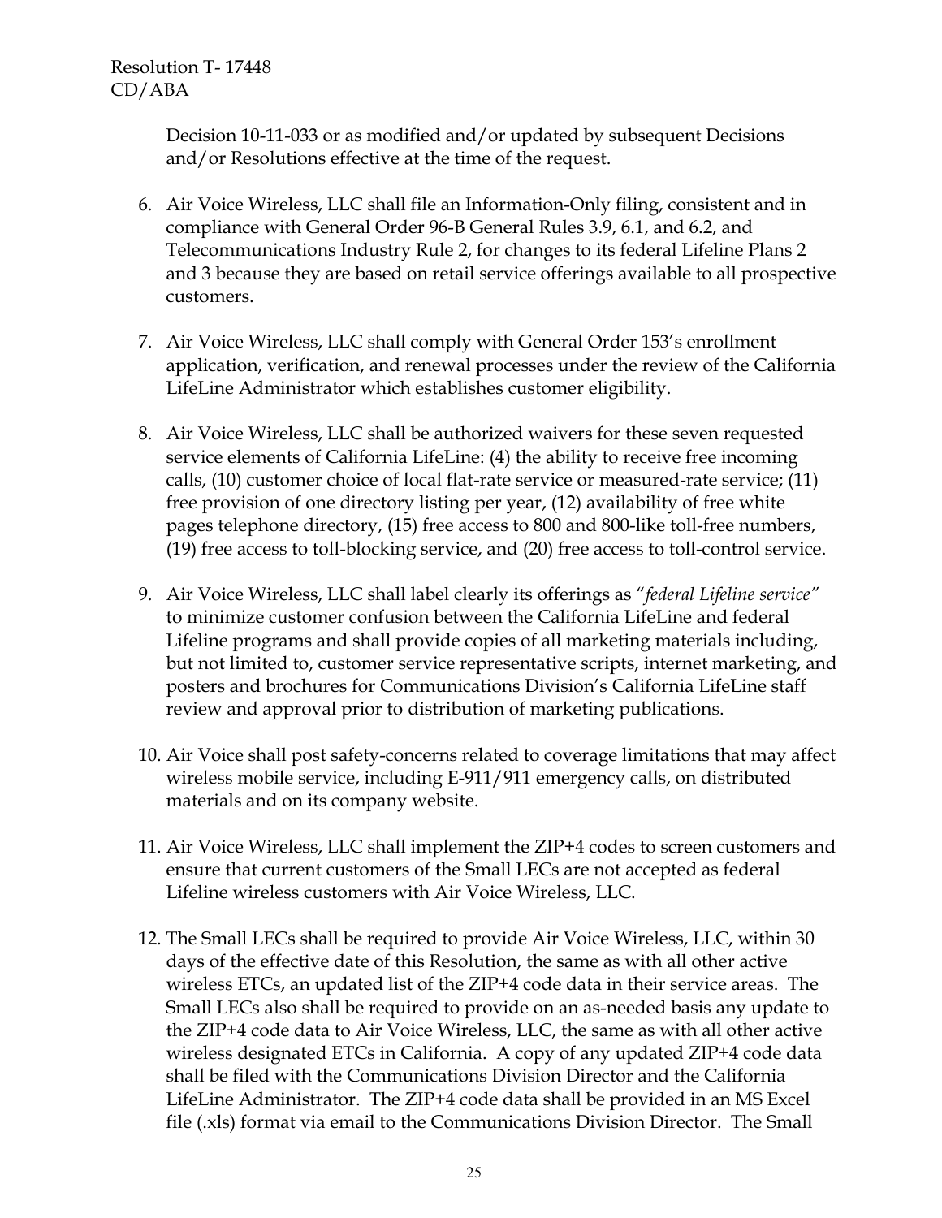Decision 10-11-033 or as modified and/or updated by subsequent Decisions and/or Resolutions effective at the time of the request.

6. Air Voice Wireless, LLC shall file an Information-Only filing, consistent and in compliance with General Order 96-B General Rules 3.9, 6.1, and 6.2, and Telecommunications Industry Rule 2, for changes to its federal Lifeline Plans 2 and 3 because they are based on retail service offerings available to all prospective customers.

7. Air Voice Wireless, LLC shall comply with General Order 153's enrollment application, verification, and renewal processes under the review of the California LifeLine Administrator which establishes customer eligibility.

8. Air Voice Wireless, LLC shall be authorized waivers for these seven requested service elements of California LifeLine: (4) the ability to receive free incoming calls, (10) customer choice of local flat-rate service or measured-rate service; (11) free provision of one directory listing per year, (12) availability of free white pages telephone directory, (15) free access to 800 and 800-like toll-free numbers, (19) free access to toll-blocking service, and (20) free access to toll-control service.

9. Air Voice Wireless, LLC shall label clearly its offerings as "*federal Lifeline service*" to minimize customer confusion between the California LifeLine and federal Lifeline programs and shall provide copies of all marketing materials including, but not limited to, customer service representative scripts, internet marketing, and posters and brochures for Communications Division's California LifeLine staff review and approval prior to distribution of marketing publications.

10. Air Voice shall post safety-concerns related to coverage limitations that may affect wireless mobile service, including E-911/911 emergency calls, on distributed materials and on its company website.

11. Air Voice Wireless, LLC shall implement the ZIP+4 codes to screen customers and ensure that current customers of the Small LECs are not accepted as federal Lifeline wireless customers with Air Voice Wireless, LLC.

12. The Small LECs shall be required to provide Air Voice Wireless, LLC, within 30 days of the effective date of this Resolution, the same as with all other active wireless ETCs, an updated list of the ZIP+4 code data in their service areas. The Small LECs also shall be required to provide on an as-needed basis any update to the ZIP+4 code data to Air Voice Wireless, LLC, the same as with all other active wireless designated ETCs in California. A copy of any updated ZIP+4 code data shall be filed with the Communications Division Director and the California LifeLine Administrator. The ZIP+4 code data shall be provided in an MS Excel file (.xls) format via email to the Communications Division Director. The Small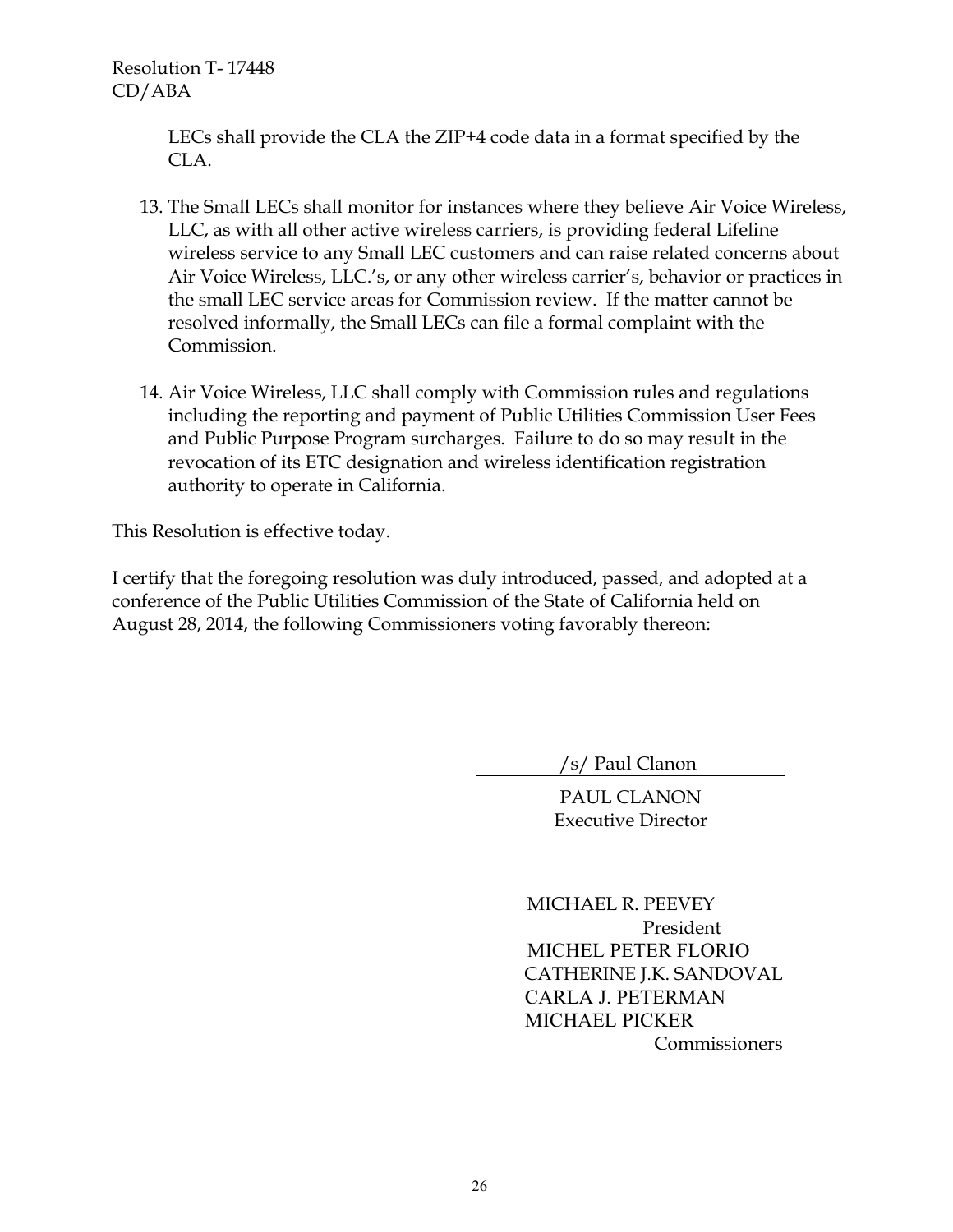LECs shall provide the CLA the ZIP+4 code data in a format specified by the CLA.

13. The Small LECs shall monitor for instances where they believe Air Voice Wireless, LLC, as with all other active wireless carriers, is providing federal Lifeline wireless service to any Small LEC customers and can raise related concerns about Air Voice Wireless, LLC.'s, or any other wireless carrier's, behavior or practices in the small LEC service areas for Commission review. If the matter cannot be resolved informally, the Small LECs can file a formal complaint with the Commission.

14. Air Voice Wireless, LLC shall comply with Commission rules and regulations including the reporting and payment of Public Utilities Commission User Fees and Public Purpose Program surcharges. Failure to do so may result in the revocation of its ETC designation and wireless identification registration authority to operate in California.

This Resolution is effective today.

I certify that the foregoing resolution was duly introduced, passed, and adopted at a conference of the Public Utilities Commission of the State of California held on August 28, 2014, the following Commissioners voting favorably thereon:

/s/ Paul Clanon

PAUL CLANON
Executive Director

MICHAEL R. PEEVEY
President
MICHEL PETER FLORIO
CATHERINE J.K. SANDOVAL
CARLA J. PETERMAN
MICHAEL PICKER
Commissioners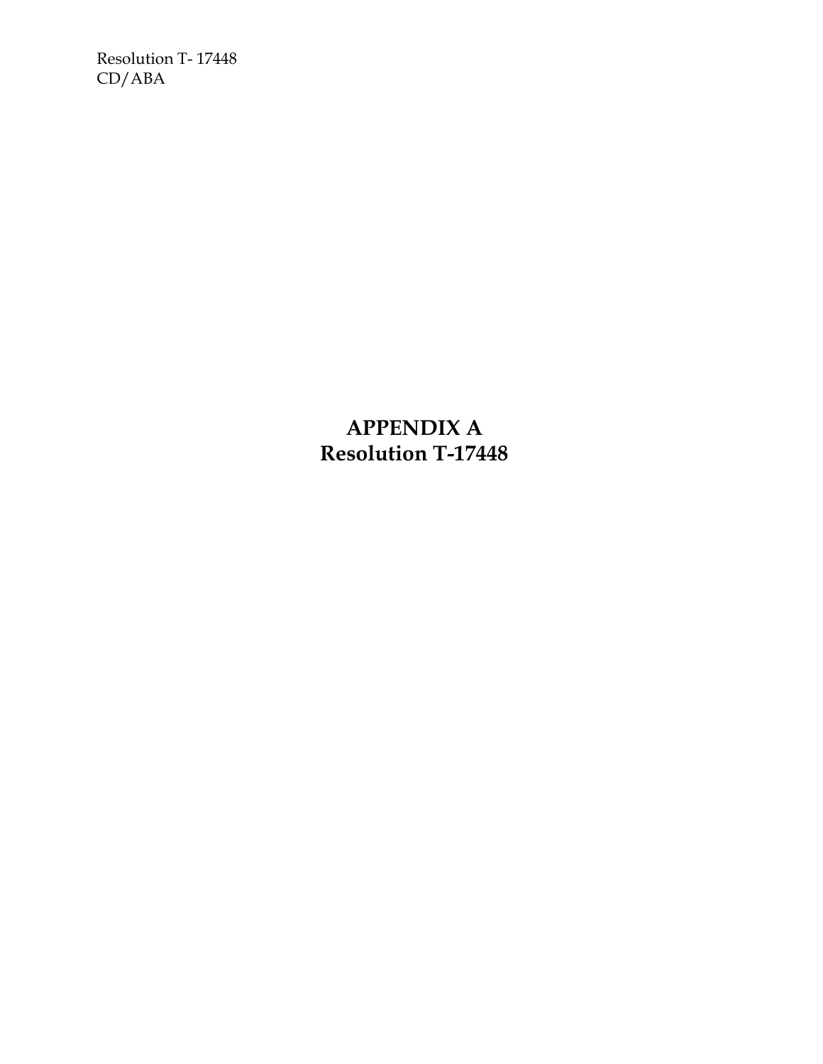# APPENDIX A
# Resolution T-17448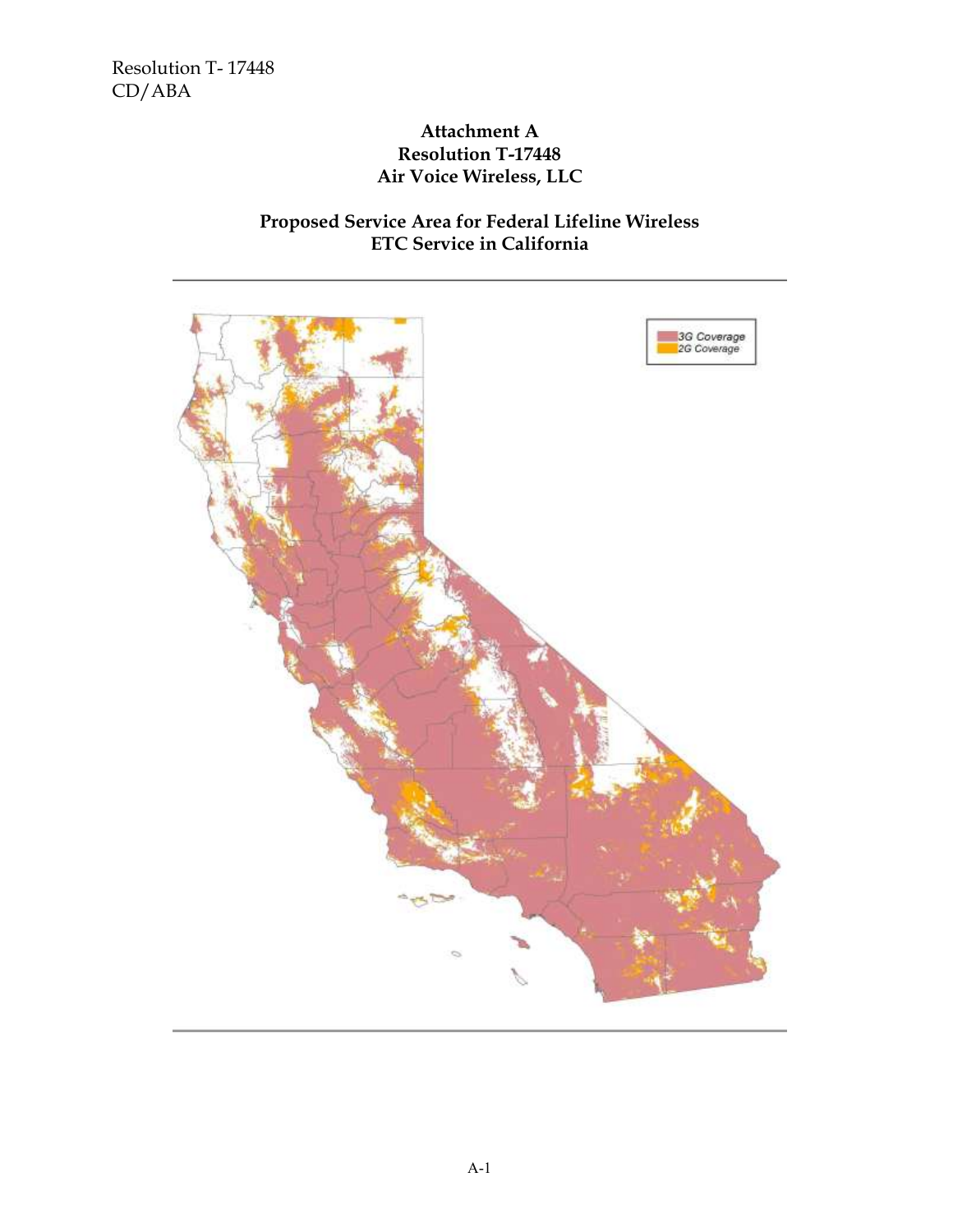Resolution T- 17448
CD/ABA

**Attachment A**
**Resolution T-17448**
**Air Voice Wireless, LLC**

**Proposed Service Area for Federal Lifeline Wireless ETC Service in California**

3G Coverage
2G Coverage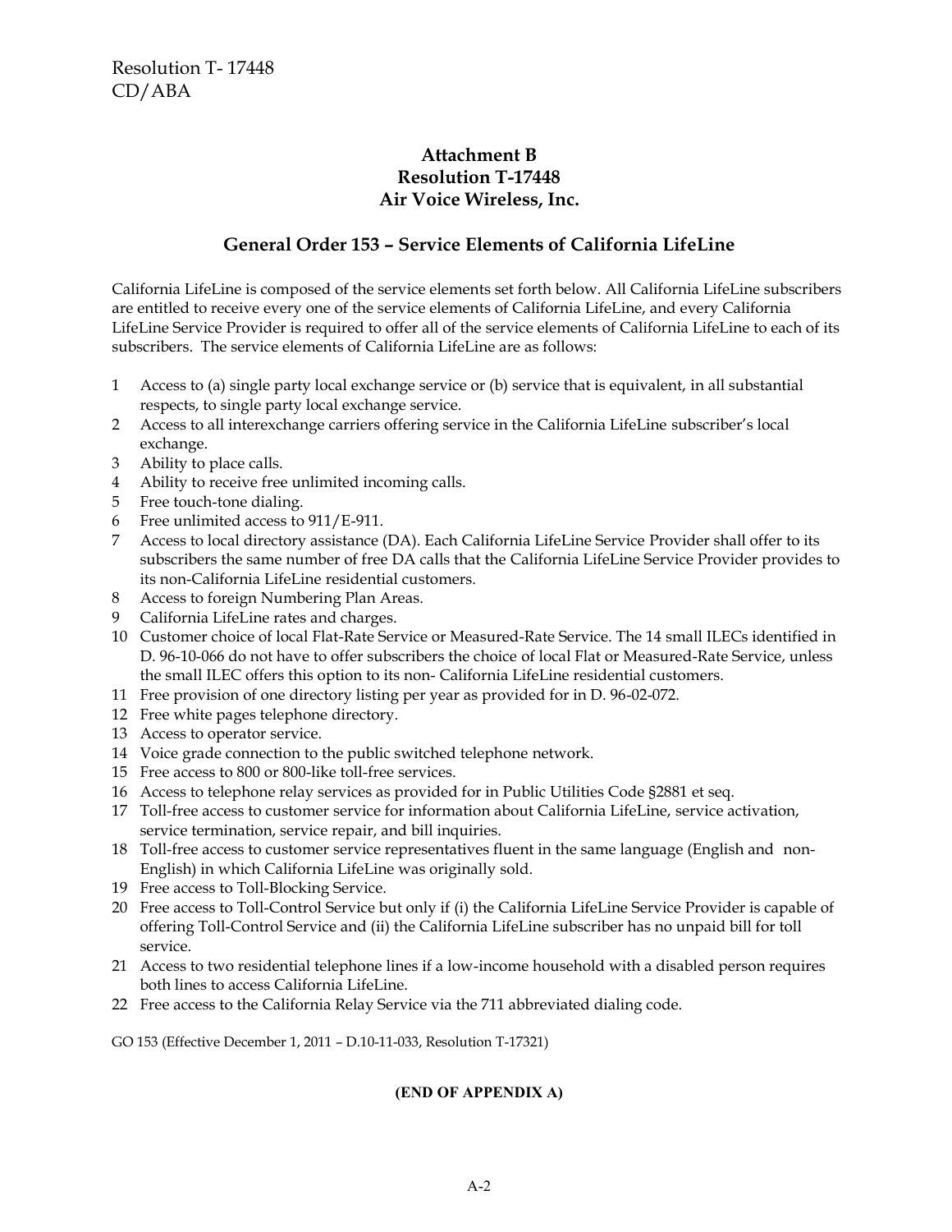## Attachment B
## Resolution T-17448
## Air Voice Wireless, Inc.

### General Order 153 – Service Elements of California LifeLine

California LifeLine is composed of the service elements set forth below. All California LifeLine subscribers are entitled to receive every one of the service elements of California LifeLine, and every California LifeLine Service Provider is required to offer all of the service elements of California LifeLine to each of its subscribers. The service elements of California LifeLine are as follows:

1. Access to (a) single party local exchange service or (b) service that is equivalent, in all substantial respects, to single party local exchange service.
2. Access to all interexchange carriers offering service in the California LifeLine subscriber's local exchange.
3. Ability to place calls.
4. Ability to receive free unlimited incoming calls.
5. Free touch-tone dialing.
6. Free unlimited access to 911/E-911.
7. Access to local directory assistance (DA). Each California LifeLine Service Provider shall offer to its subscribers the same number of free DA calls that the California LifeLine Service Provider provides to its non-California LifeLine residential customers.
8. Access to foreign Numbering Plan Areas.
9. California LifeLine rates and charges.
10. Customer choice of local Flat-Rate Service or Measured-Rate Service. The 14 small ILECs identified in D. 96-10-066 do not have to offer subscribers the choice of local Flat or Measured-Rate Service, unless the small ILEC offers this option to its non- California LifeLine residential customers.
11. Free provision of one directory listing per year as provided for in D. 96-02-072.
12. Free white pages telephone directory.
13. Access to operator service.
14. Voice grade connection to the public switched telephone network.
15. Free access to 800 or 800-like toll-free services.
16. Access to telephone relay services as provided for in Public Utilities Code §2881 et seq.
17. Toll-free access to customer service for information about California LifeLine, service activation, service termination, service repair, and bill inquiries.
18. Toll-free access to customer service representatives fluent in the same language (English and non-English) in which California LifeLine was originally sold.
19. Free access to Toll-Blocking Service.
20. Free access to Toll-Control Service but only if (i) the California LifeLine Service Provider is capable of offering Toll-Control Service and (ii) the California LifeLine subscriber has no unpaid bill for toll service.
21. Access to two residential telephone lines if a low-income household with a disabled person requires both lines to access California LifeLine.
22. Free access to the California Relay Service via the 711 abbreviated dialing code.

GO 153 (Effective December 1, 2011 – D.10-11-033, Resolution T-17321)

**(END OF APPENDIX A)**